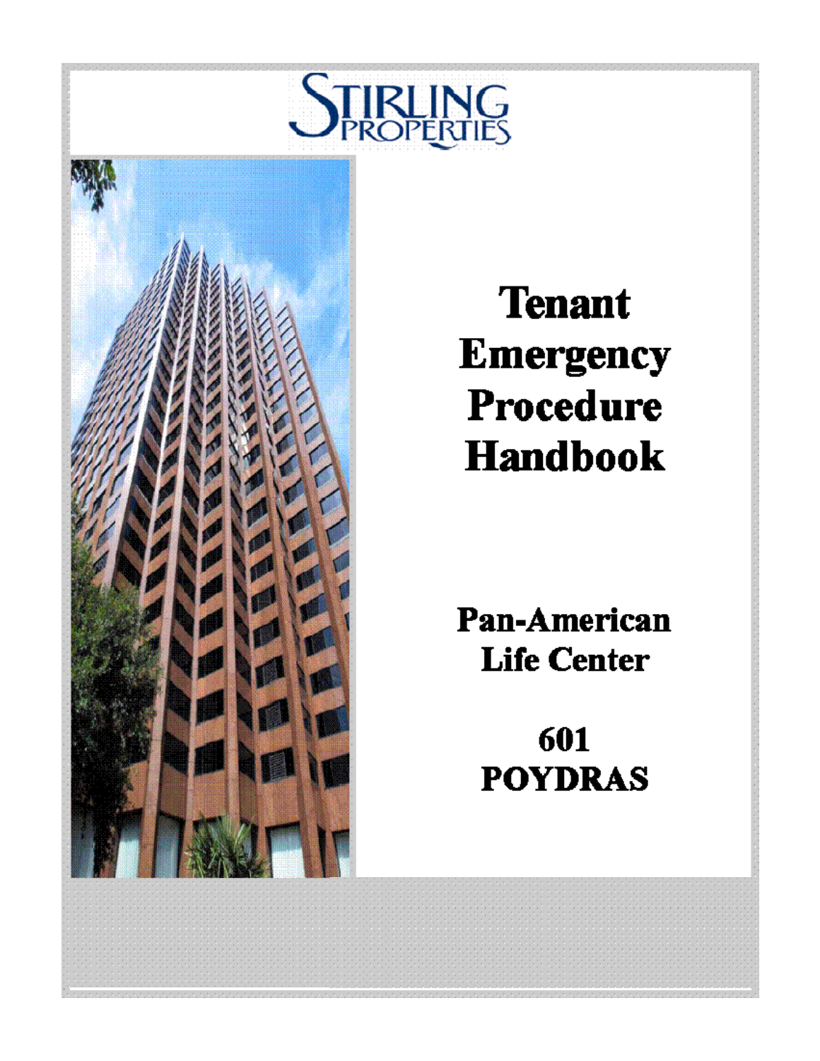STIRLING PROPERTIES

# Tenant Emergency Procedure Handbook

## Pan-American Life Center

## 601 POYDRAS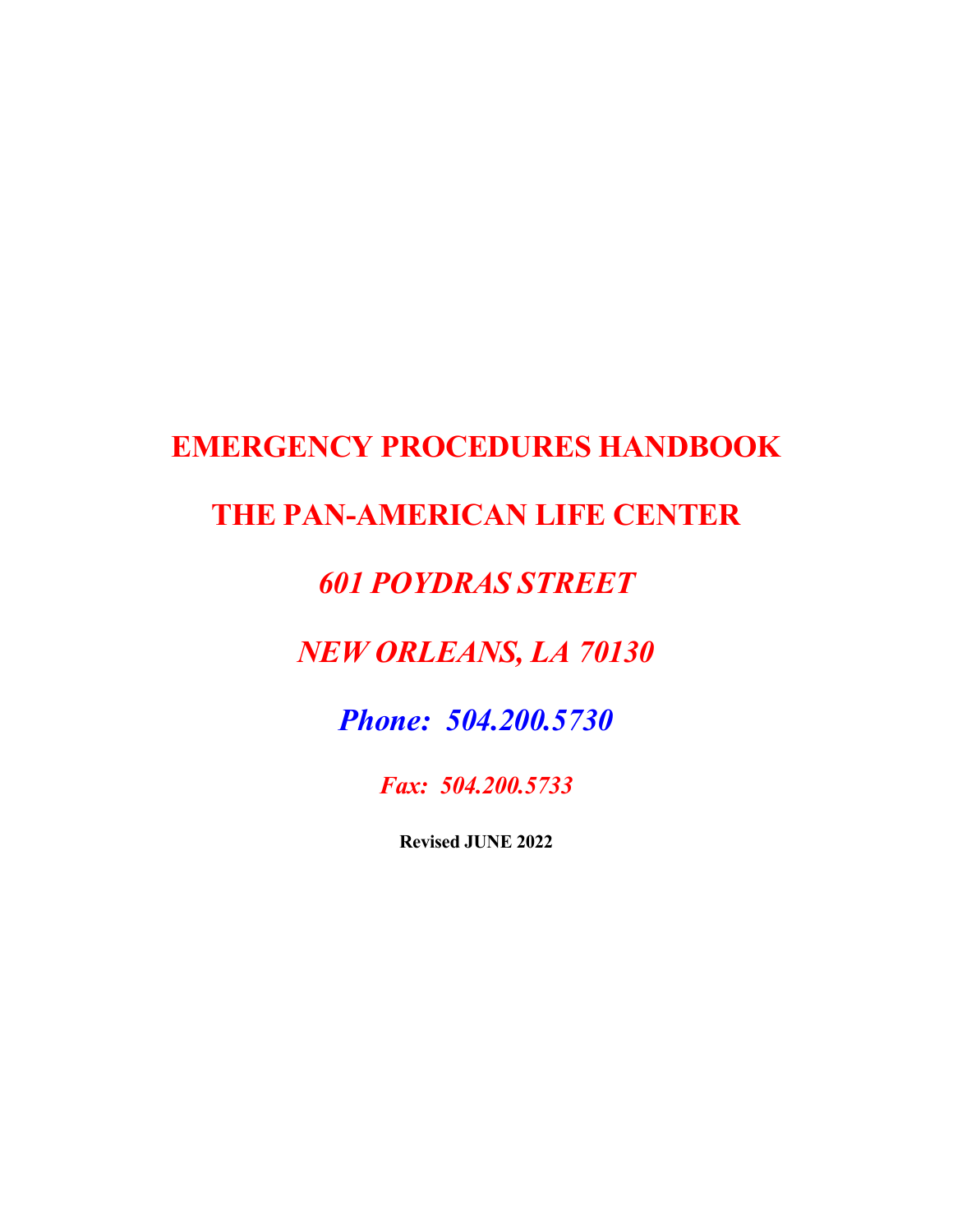# EMERGENCY PROCEDURES HANDBOOK

# THE PAN-AMERICAN LIFE CENTER

## *601 POYDRAS STREET*

## *NEW ORLEANS, LA 70130*

## *Phone: 504.200.5730*

### *Fax: 504.200.5733*

**Revised JUNE 2022**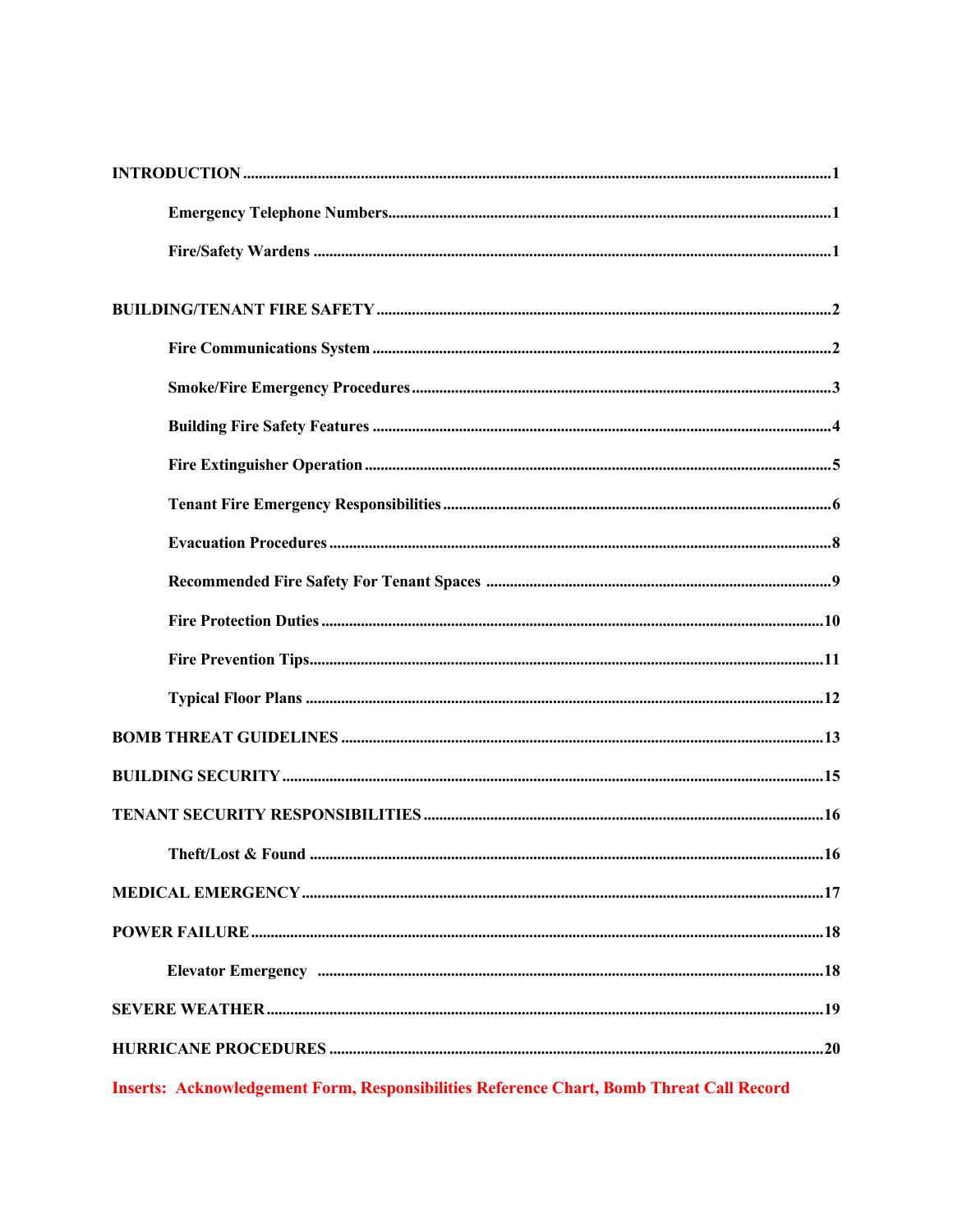**INTRODUCTION** ........................................................................ 1

- **Emergency Telephone Numbers** ........................................................ 1
- **Fire/Safety Wardens** .................................................................. 1

**BUILDING/TENANT FIRE SAFETY** ......................................................... 2

- **Fire Communications System** ........................................................... 2
- **Smoke/Fire Emergency Procedures** ...................................................... 3
- **Building Fire Safety Features** ........................................................ 4
- **Fire Extinguisher Operation** .......................................................... 5
- **Tenant Fire Emergency Responsibilities** ............................................... 6
- **Evacuation Procedures** ................................................................ 8
- **Recommended Fire Safety For Tenant Spaces** ............................................ 9
- **Fire Protection Duties** ............................................................... 10
- **Fire Prevention Tips** ................................................................. 11
- **Typical Floor Plans** .................................................................. 12

**BOMB THREAT GUIDELINES** ............................................................... 13

**BUILDING SECURITY** .................................................................... 15

**TENANT SECURITY RESPONSIBILITIES** ..................................................... 16

- **Theft/Lost & Found** ................................................................... 16

**MEDICAL EMERGENCY** .................................................................... 17

**POWER FAILURE** ........................................................................ 18

- **Elevator Emergency** ................................................................... 18

**SEVERE WEATHER** ....................................................................... 19

**HURRICANE PROCEDURES** ................................................................. 20

**Inserts: Acknowledgement Form, Responsibilities Reference Chart, Bomb Threat Call Record**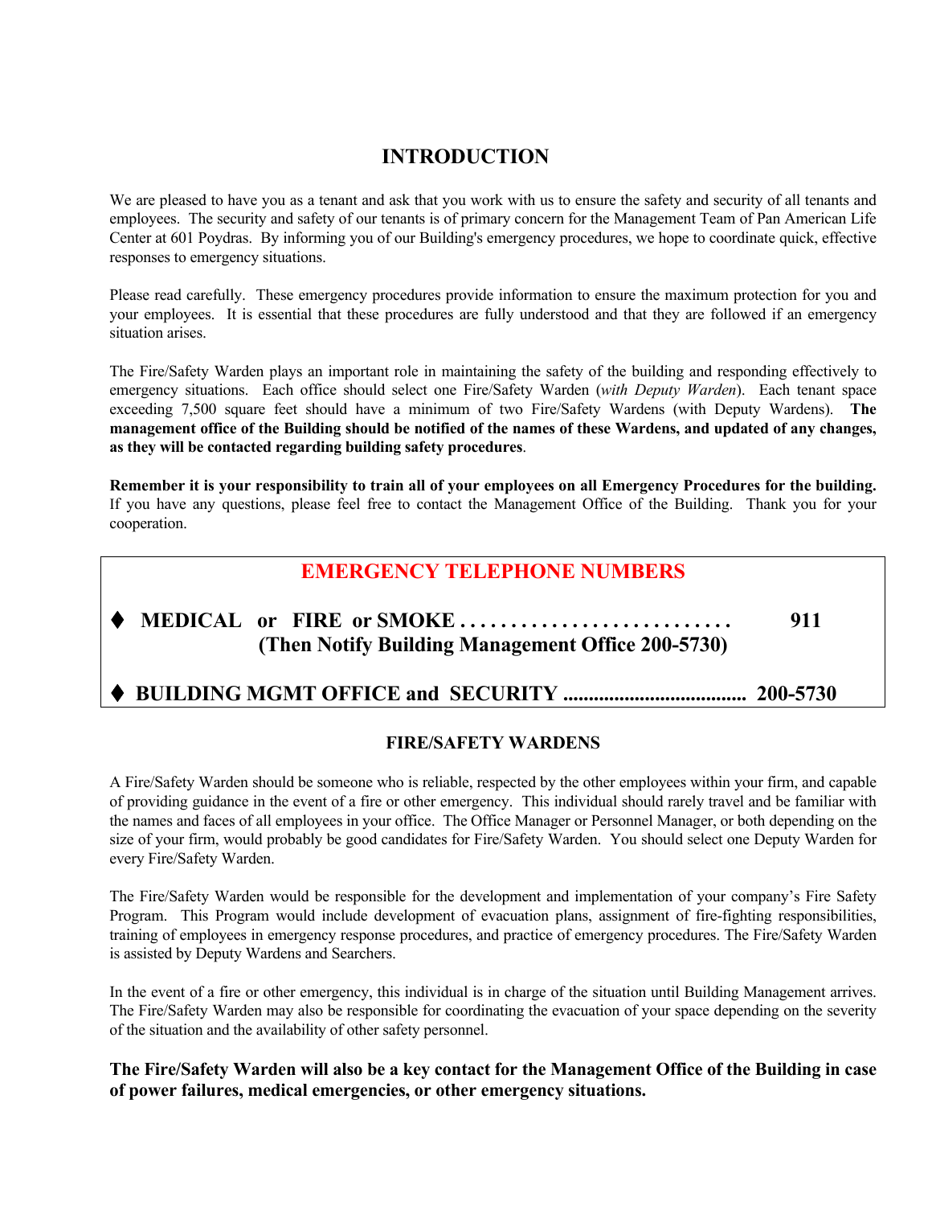# INTRODUCTION

We are pleased to have you as a tenant and ask that you work with us to ensure the safety and security of all tenants and employees. The security and safety of our tenants is of primary concern for the Management Team of Pan American Life Center at 601 Poydras. By informing you of our Building's emergency procedures, we hope to coordinate quick, effective responses to emergency situations.

Please read carefully. These emergency procedures provide information to ensure the maximum protection for you and your employees. It is essential that these procedures are fully understood and that they are followed if an emergency situation arises.

The Fire/Safety Warden plays an important role in maintaining the safety of the building and responding effectively to emergency situations. Each office should select one Fire/Safety Warden (*with Deputy Warden*). Each tenant space exceeding 7,500 square feet should have a minimum of two Fire/Safety Wardens (with Deputy Wardens). **The management office of the Building should be notified of the names of these Wardens, and updated of any changes, as they will be contacted regarding building safety procedures**.

**Remember it is your responsibility to train all of your employees on all Emergency Procedures for the building.** If you have any questions, please feel free to contact the Management Office of the Building. Thank you for your cooperation.

## EMERGENCY TELEPHONE NUMBERS

- **MEDICAL or FIRE or SMOKE . . . . . . . . . . . . . . . . . . . . . . . . . . 911**
  **(Then Notify Building Management Office 200-5730)**
- **BUILDING MGMT OFFICE and SECURITY .................................... 200-5730**

### FIRE/SAFETY WARDENS

A Fire/Safety Warden should be someone who is reliable, respected by the other employees within your firm, and capable of providing guidance in the event of a fire or other emergency. This individual should rarely travel and be familiar with the names and faces of all employees in your office. The Office Manager or Personnel Manager, or both depending on the size of your firm, would probably be good candidates for Fire/Safety Warden. You should select one Deputy Warden for every Fire/Safety Warden.

The Fire/Safety Warden would be responsible for the development and implementation of your company's Fire Safety Program. This Program would include development of evacuation plans, assignment of fire-fighting responsibilities, training of employees in emergency response procedures, and practice of emergency procedures. The Fire/Safety Warden is assisted by Deputy Wardens and Searchers.

In the event of a fire or other emergency, this individual is in charge of the situation until Building Management arrives. The Fire/Safety Warden may also be responsible for coordinating the evacuation of your space depending on the severity of the situation and the availability of other safety personnel.

**The Fire/Safety Warden will also be a key contact for the Management Office of the Building in case of power failures, medical emergencies, or other emergency situations.**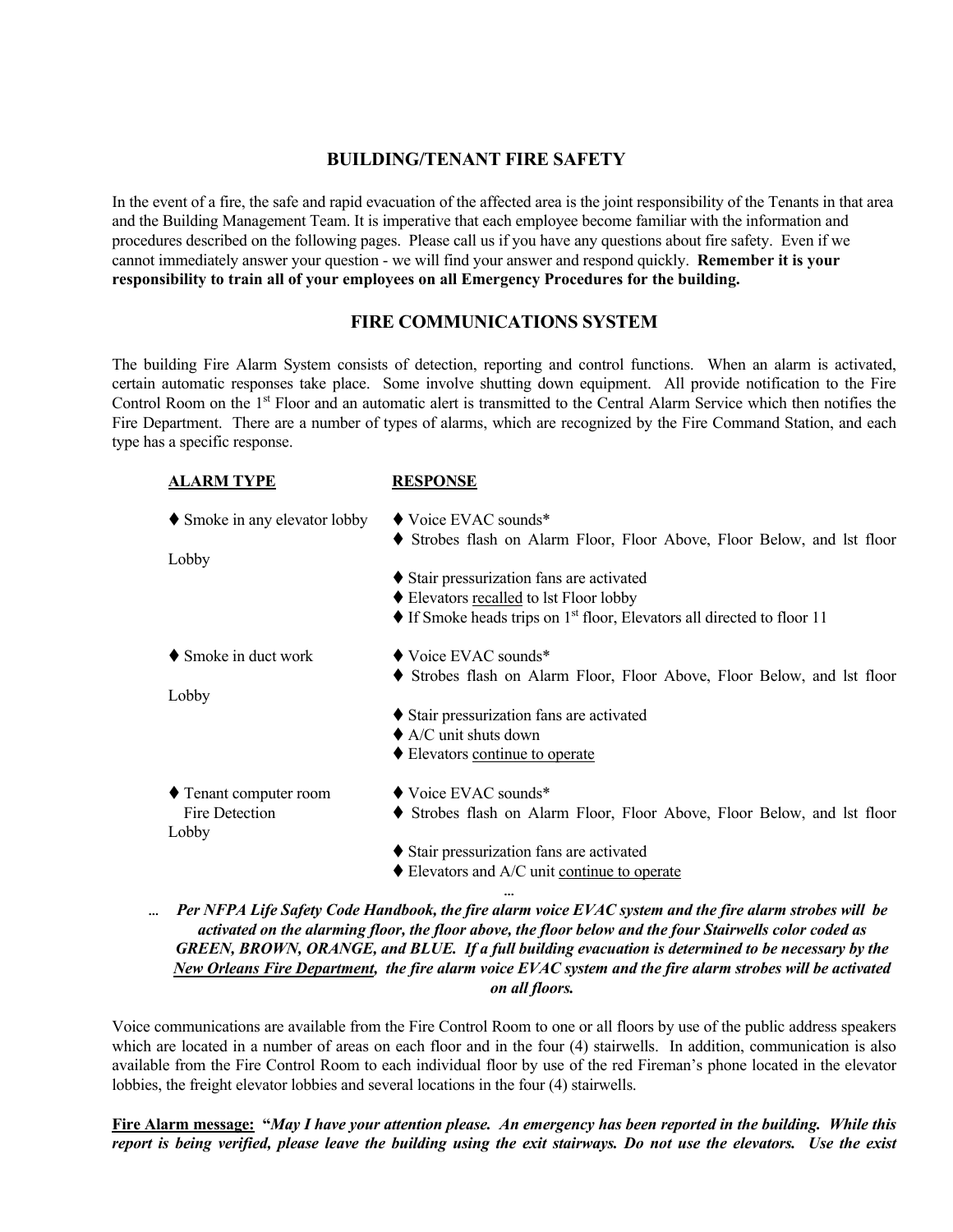## BUILDING/TENANT FIRE SAFETY

In the event of a fire, the safe and rapid evacuation of the affected area is the joint responsibility of the Tenants in that area and the Building Management Team. It is imperative that each employee become familiar with the information and procedures described on the following pages. Please call us if you have any questions about fire safety. Even if we cannot immediately answer your question - we will find your answer and respond quickly. **Remember it is your responsibility to train all of your employees on all Emergency Procedures for the building.**

## FIRE COMMUNICATIONS SYSTEM

The building Fire Alarm System consists of detection, reporting and control functions. When an alarm is activated, certain automatic responses take place. Some involve shutting down equipment. All provide notification to the Fire Control Room on the 1st Floor and an automatic alert is transmitted to the Central Alarm Service which then notifies the Fire Department. There are a number of types of alarms, which are recognized by the Fire Command Station, and each type has a specific response.

| ALARM TYPE | RESPONSE |
|---|---|
| ♦ Smoke in any elevator lobby | ♦ Voice EVAC sounds*<br>♦ Strobes flash on Alarm Floor, Floor Above, Floor Below, and lst floor Lobby<br>♦ Stair pressurization fans are activated<br>♦ Elevators recalled to lst Floor lobby<br>♦ If Smoke heads trips on 1st floor, Elevators all directed to floor 11 |
| ♦ Smoke in duct work | ♦ Voice EVAC sounds*<br>♦ Strobes flash on Alarm Floor, Floor Above, Floor Below, and lst floor Lobby<br>♦ Stair pressurization fans are activated<br>♦ A/C unit shuts down<br>♦ Elevators continue to operate |
| ♦ Tenant computer room Fire Detection | ♦ Voice EVAC sounds*<br>♦ Strobes flash on Alarm Floor, Floor Above, Floor Below, and lst floor Lobby<br>♦ Stair pressurization fans are activated<br>♦ Elevators and A/C unit continue to operate |

... ***Per NFPA Life Safety Code Handbook, the fire alarm voice EVAC system and the fire alarm strobes will be activated on the alarming floor, the floor above, the floor below and the four Stairwells color coded as GREEN, BROWN, ORANGE, and BLUE. If a full building evacuation is determined to be necessary by the New Orleans Fire Department, the fire alarm voice EVAC system and the fire alarm strobes will be activated on all floors.***

Voice communications are available from the Fire Control Room to one or all floors by use of the public address speakers which are located in a number of areas on each floor and in the four (4) stairwells. In addition, communication is also available from the Fire Control Room to each individual floor by use of the red Fireman's phone located in the elevator lobbies, the freight elevator lobbies and several locations in the four (4) stairwells.

**Fire Alarm message:** **"*May I have your attention please. An emergency has been reported in the building. While this report is being verified, please leave the building using the exit stairways. Do not use the elevators. Use the exist***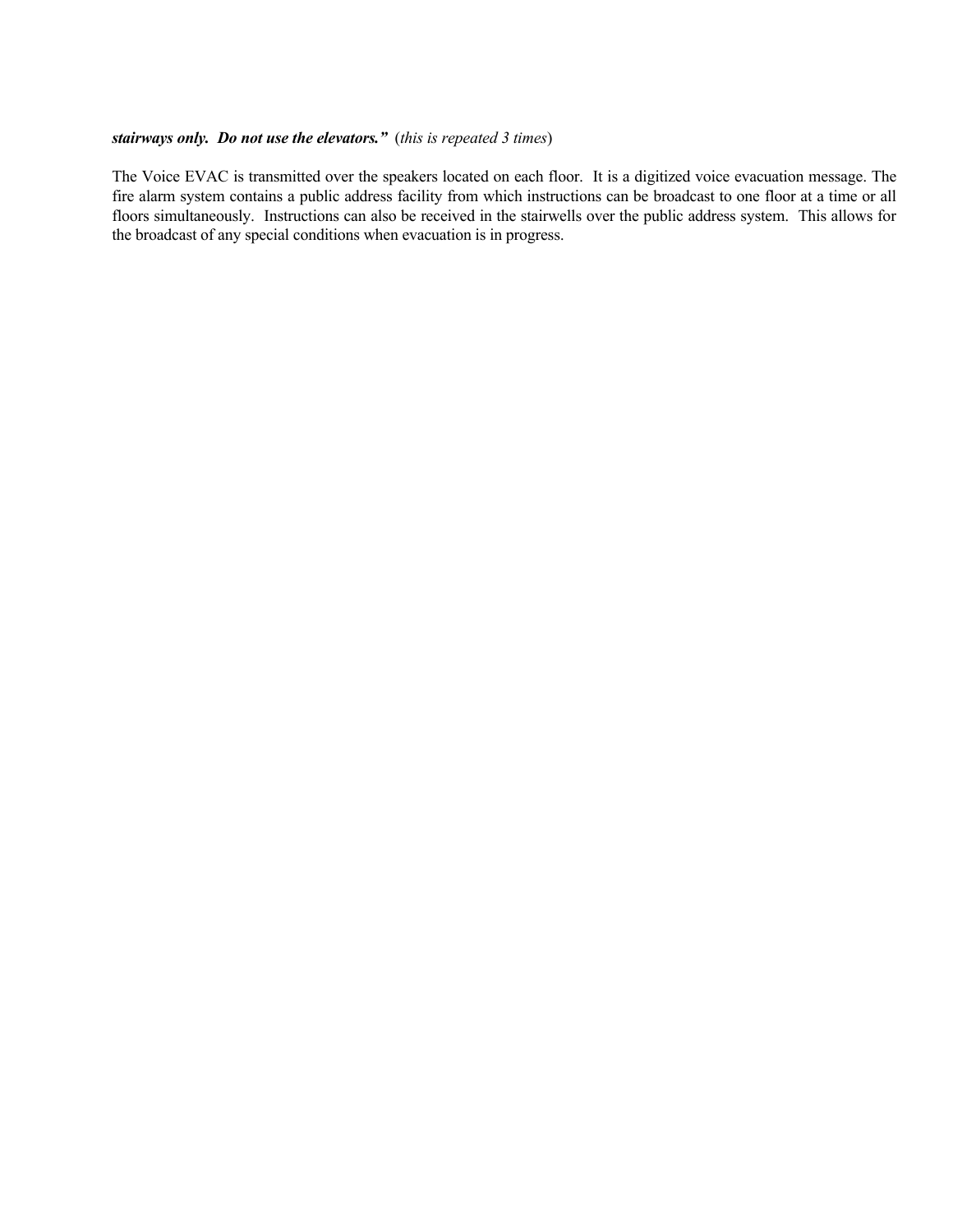***stairways only.  Do not use the elevators."*** (*this is repeated 3 times*)

The Voice EVAC is transmitted over the speakers located on each floor.  It is a digitized voice evacuation message. The fire alarm system contains a public address facility from which instructions can be broadcast to one floor at a time or all floors simultaneously.  Instructions can also be received in the stairwells over the public address system.  This allows for the broadcast of any special conditions when evacuation is in progress.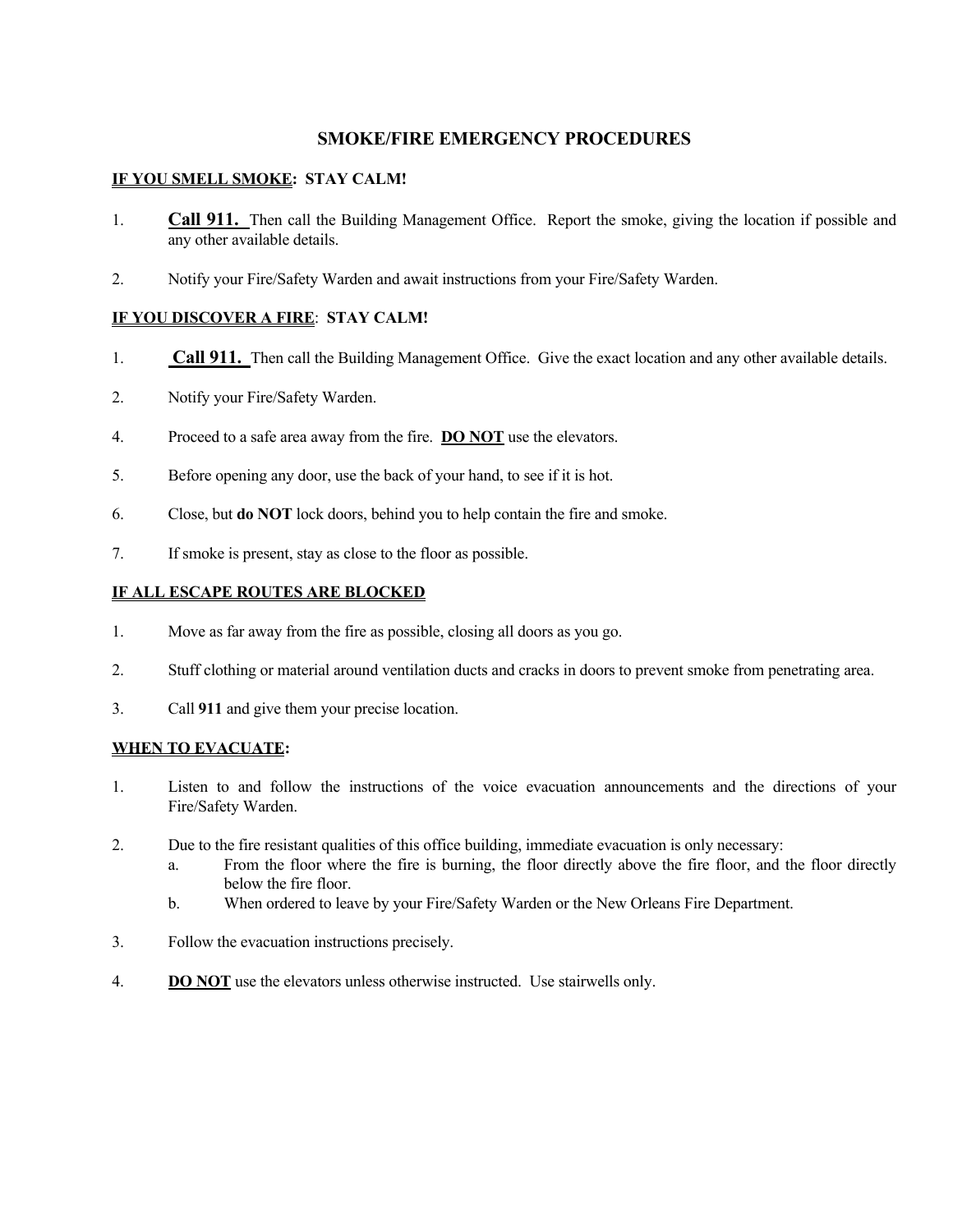## SMOKE/FIRE EMERGENCY PROCEDURES

**IF YOU SMELL SMOKE: STAY CALM!**

1. **Call 911.** Then call the Building Management Office. Report the smoke, giving the location if possible and any other available details.

2. Notify your Fire/Safety Warden and await instructions from your Fire/Safety Warden.

**IF YOU DISCOVER A FIRE: STAY CALM!**

1. **Call 911.** Then call the Building Management Office. Give the exact location and any other available details.

2. Notify your Fire/Safety Warden.

4. Proceed to a safe area away from the fire. **DO NOT** use the elevators.

5. Before opening any door, use the back of your hand, to see if it is hot.

6. Close, but **do NOT** lock doors, behind you to help contain the fire and smoke.

7. If smoke is present, stay as close to the floor as possible.

**IF ALL ESCAPE ROUTES ARE BLOCKED**

1. Move as far away from the fire as possible, closing all doors as you go.

2. Stuff clothing or material around ventilation ducts and cracks in doors to prevent smoke from penetrating area.

3. Call **911** and give them your precise location.

**WHEN TO EVACUATE:**

1. Listen to and follow the instructions of the voice evacuation announcements and the directions of your Fire/Safety Warden.

2. Due to the fire resistant qualities of this office building, immediate evacuation is only necessary:
   a. From the floor where the fire is burning, the floor directly above the fire floor, and the floor directly below the fire floor.
   b. When ordered to leave by your Fire/Safety Warden or the New Orleans Fire Department.

3. Follow the evacuation instructions precisely.

4. **DO NOT** use the elevators unless otherwise instructed. Use stairwells only.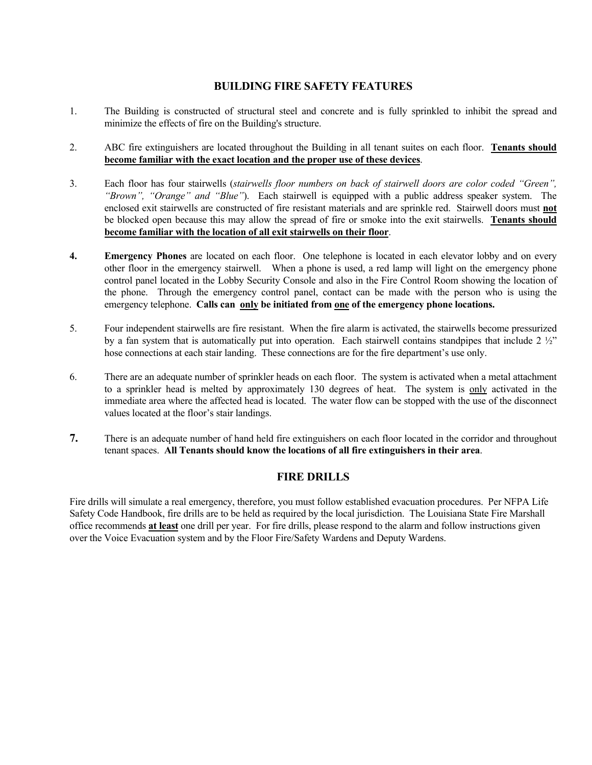## BUILDING FIRE SAFETY FEATURES

1. The Building is constructed of structural steel and concrete and is fully sprinkled to inhibit the spread and minimize the effects of fire on the Building's structure.

2. ABC fire extinguishers are located throughout the Building in all tenant suites on each floor. **Tenants should become familiar with the exact location and the proper use of these devices**.

3. Each floor has four stairwells (*stairwells floor numbers on back of stairwell doors are color coded "Green", "Brown", "Orange" and "Blue"*). Each stairwell is equipped with a public address speaker system. The enclosed exit stairwells are constructed of fire resistant materials and are sprinkle red. Stairwell doors must **not** be blocked open because this may allow the spread of fire or smoke into the exit stairwells. **Tenants should become familiar with the location of all exit stairwells on their floor**.

4. **Emergency Phones** are located on each floor. One telephone is located in each elevator lobby and on every other floor in the emergency stairwell. When a phone is used, a red lamp will light on the emergency phone control panel located in the Lobby Security Console and also in the Fire Control Room showing the location of the phone. Through the emergency control panel, contact can be made with the person who is using the emergency telephone. **Calls can only be initiated from one of the emergency phone locations.**

5. Four independent stairwells are fire resistant. When the fire alarm is activated, the stairwells become pressurized by a fan system that is automatically put into operation. Each stairwell contains standpipes that include 2 ½" hose connections at each stair landing. These connections are for the fire department's use only.

6. There are an adequate number of sprinkler heads on each floor. The system is activated when a metal attachment to a sprinkler head is melted by approximately 130 degrees of heat. The system is only activated in the immediate area where the affected head is located. The water flow can be stopped with the use of the disconnect values located at the floor's stair landings.

7. There is an adequate number of hand held fire extinguishers on each floor located in the corridor and throughout tenant spaces. **All Tenants should know the locations of all fire extinguishers in their area**.

## FIRE DRILLS

Fire drills will simulate a real emergency, therefore, you must follow established evacuation procedures. Per NFPA Life Safety Code Handbook, fire drills are to be held as required by the local jurisdiction. The Louisiana State Fire Marshall office recommends **at least** one drill per year. For fire drills, please respond to the alarm and follow instructions given over the Voice Evacuation system and by the Floor Fire/Safety Wardens and Deputy Wardens.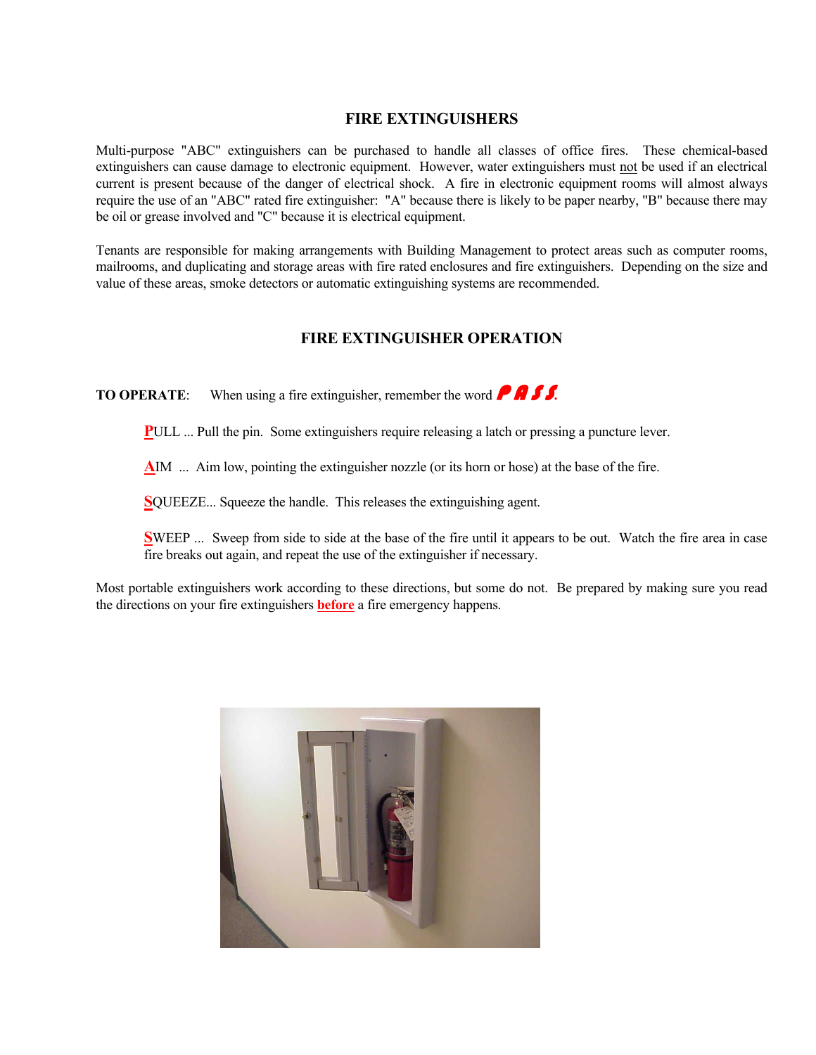## FIRE EXTINGUISHERS

Multi-purpose "ABC" extinguishers can be purchased to handle all classes of office fires. These chemical-based extinguishers can cause damage to electronic equipment. However, water extinguishers must not be used if an electrical current is present because of the danger of electrical shock. A fire in electronic equipment rooms will almost always require the use of an "ABC" rated fire extinguisher: "A" because there is likely to be paper nearby, "B" because there may be oil or grease involved and "C" because it is electrical equipment.

Tenants are responsible for making arrangements with Building Management to protect areas such as computer rooms, mailrooms, and duplicating and storage areas with fire rated enclosures and fire extinguishers. Depending on the size and value of these areas, smoke detectors or automatic extinguishing systems are recommended.

## FIRE EXTINGUISHER OPERATION

**TO OPERATE**: When using a fire extinguisher, remember the word ***PASS***.

**P**ULL ... Pull the pin. Some extinguishers require releasing a latch or pressing a puncture lever.

**A**IM ... Aim low, pointing the extinguisher nozzle (or its horn or hose) at the base of the fire.

**S**QUEEZE... Squeeze the handle. This releases the extinguishing agent.

**S**WEEP ... Sweep from side to side at the base of the fire until it appears to be out. Watch the fire area in case fire breaks out again, and repeat the use of the extinguisher if necessary.

Most portable extinguishers work according to these directions, but some do not. Be prepared by making sure you read the directions on your fire extinguishers **before** a fire emergency happens.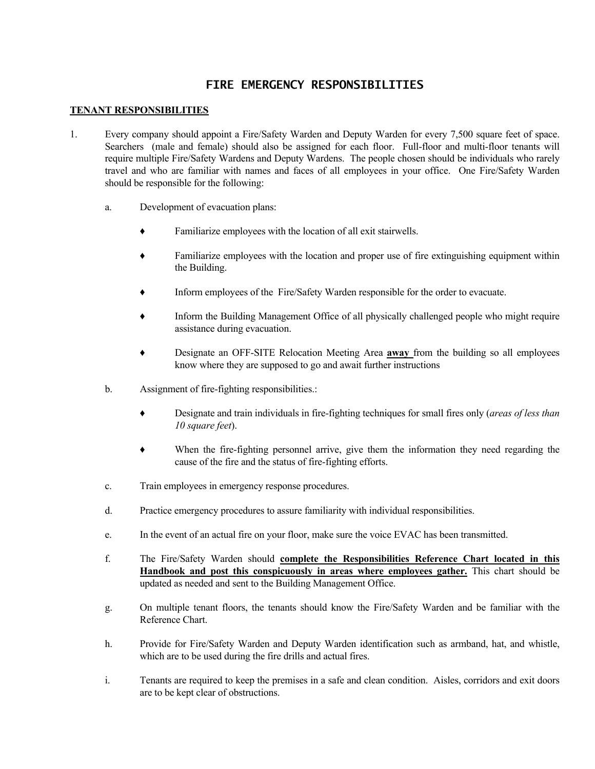# FIRE EMERGENCY RESPONSIBILITIES

## TENANT RESPONSIBILITIES

1. Every company should appoint a Fire/Safety Warden and Deputy Warden for every 7,500 square feet of space. Searchers (male and female) should also be assigned for each floor. Full-floor and multi-floor tenants will require multiple Fire/Safety Wardens and Deputy Wardens. The people chosen should be individuals who rarely travel and who are familiar with names and faces of all employees in your office. One Fire/Safety Warden should be responsible for the following:

   a. Development of evacuation plans:

      - Familiarize employees with the location of all exit stairwells.
      - Familiarize employees with the location and proper use of fire extinguishing equipment within the Building.
      - Inform employees of the Fire/Safety Warden responsible for the order to evacuate.
      - Inform the Building Management Office of all physically challenged people who might require assistance during evacuation.
      - Designate an OFF-SITE Relocation Meeting Area **away** from the building so all employees know where they are supposed to go and await further instructions

   b. Assignment of fire-fighting responsibilities.:

      - Designate and train individuals in fire-fighting techniques for small fires only (*areas of less than 10 square feet*).
      - When the fire-fighting personnel arrive, give them the information they need regarding the cause of the fire and the status of fire-fighting efforts.

   c. Train employees in emergency response procedures.

   d. Practice emergency procedures to assure familiarity with individual responsibilities.

   e. In the event of an actual fire on your floor, make sure the voice EVAC has been transmitted.

   f. The Fire/Safety Warden should **complete the Responsibilities Reference Chart located in this Handbook and post this conspicuously in areas where employees gather.** This chart should be updated as needed and sent to the Building Management Office.

   g. On multiple tenant floors, the tenants should know the Fire/Safety Warden and be familiar with the Reference Chart.

   h. Provide for Fire/Safety Warden and Deputy Warden identification such as armband, hat, and whistle, which are to be used during the fire drills and actual fires.

   i. Tenants are required to keep the premises in a safe and clean condition. Aisles, corridors and exit doors are to be kept clear of obstructions.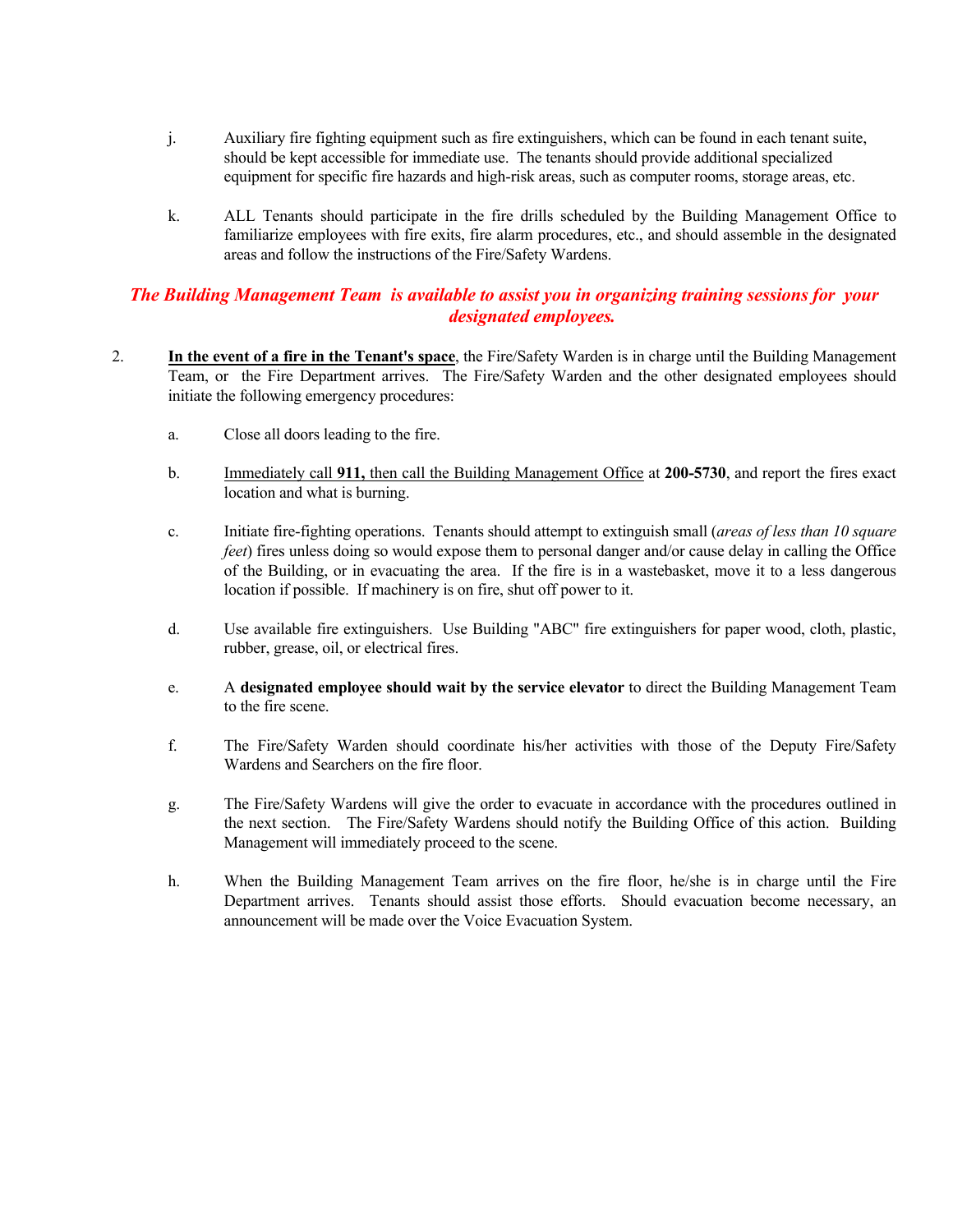j. Auxiliary fire fighting equipment such as fire extinguishers, which can be found in each tenant suite, should be kept accessible for immediate use. The tenants should provide additional specialized equipment for specific fire hazards and high-risk areas, such as computer rooms, storage areas, etc.

k. ALL Tenants should participate in the fire drills scheduled by the Building Management Office to familiarize employees with fire exits, fire alarm procedures, etc., and should assemble in the designated areas and follow the instructions of the Fire/Safety Wardens.

***The Building Management Team is available to assist you in organizing training sessions for your designated employees.***

2. **<u>In the event of a fire in the Tenant's space</u>**, the Fire/Safety Warden is in charge until the Building Management Team, or the Fire Department arrives. The Fire/Safety Warden and the other designated employees should initiate the following emergency procedures:

   a. Close all doors leading to the fire.

   b. <u>Immediately call **911,** then call the Building Management Office</u> at **200-5730**, and report the fires exact location and what is burning.

   c. Initiate fire-fighting operations. Tenants should attempt to extinguish small (*areas of less than 10 square feet*) fires unless doing so would expose them to personal danger and/or cause delay in calling the Office of the Building, or in evacuating the area. If the fire is in a wastebasket, move it to a less dangerous location if possible. If machinery is on fire, shut off power to it.

   d. Use available fire extinguishers. Use Building "ABC" fire extinguishers for paper wood, cloth, plastic, rubber, grease, oil, or electrical fires.

   e. A **designated employee should wait by the service elevator** to direct the Building Management Team to the fire scene.

   f. The Fire/Safety Warden should coordinate his/her activities with those of the Deputy Fire/Safety Wardens and Searchers on the fire floor.

   g. The Fire/Safety Wardens will give the order to evacuate in accordance with the procedures outlined in the next section. The Fire/Safety Wardens should notify the Building Office of this action. Building Management will immediately proceed to the scene.

   h. When the Building Management Team arrives on the fire floor, he/she is in charge until the Fire Department arrives. Tenants should assist those efforts. Should evacuation become necessary, an announcement will be made over the Voice Evacuation System.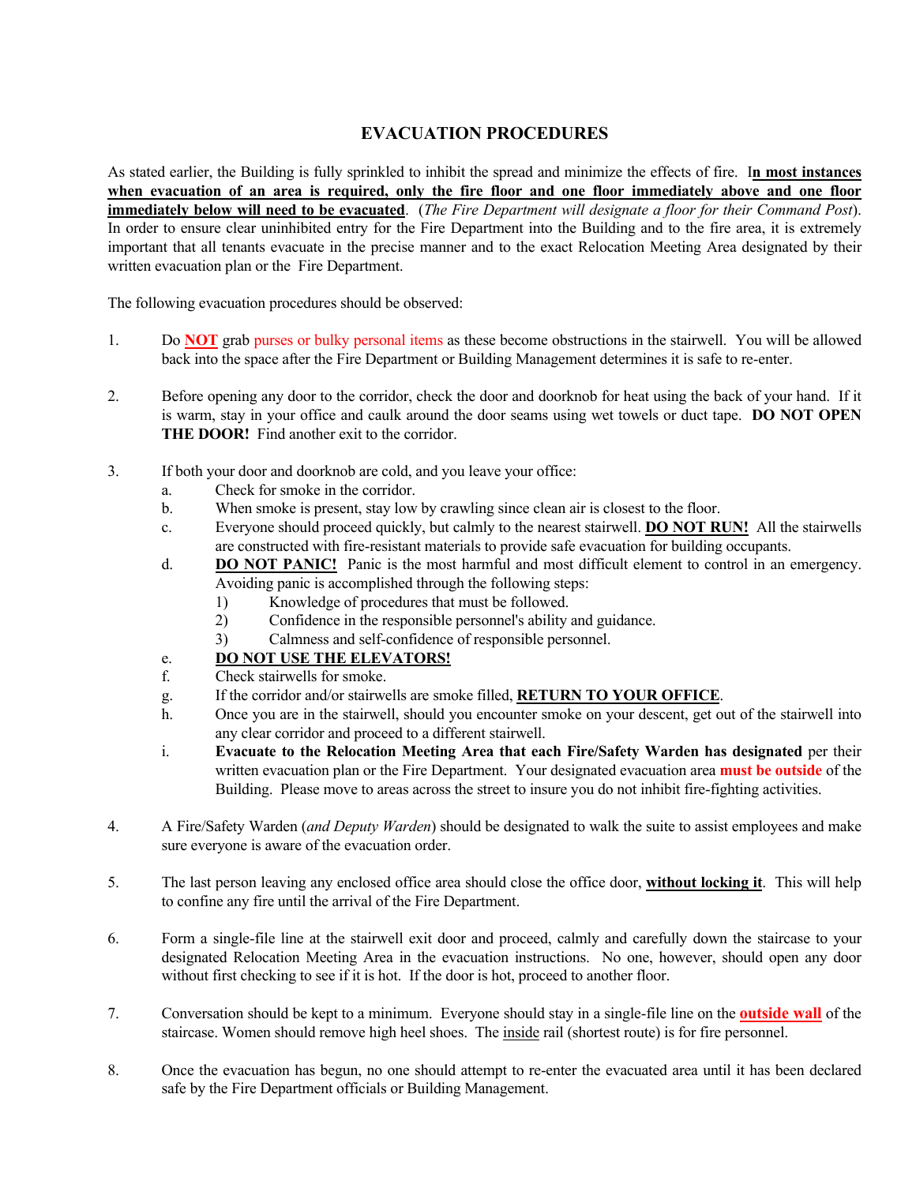## EVACUATION PROCEDURES

As stated earlier, the Building is fully sprinkled to inhibit the spread and minimize the effects of fire. **In most instances when evacuation of an area is required, only the fire floor and one floor immediately above and one floor immediately below will need to be evacuated**. (*The Fire Department will designate a floor for their Command Post*). In order to ensure clear uninhibited entry for the Fire Department into the Building and to the fire area, it is extremely important that all tenants evacuate in the precise manner and to the exact Relocation Meeting Area designated by their written evacuation plan or the Fire Department.

The following evacuation procedures should be observed:

1. Do **NOT** grab purses or bulky personal items as these become obstructions in the stairwell. You will be allowed back into the space after the Fire Department or Building Management determines it is safe to re-enter.

2. Before opening any door to the corridor, check the door and doorknob for heat using the back of your hand. If it is warm, stay in your office and caulk around the door seams using wet towels or duct tape. **DO NOT OPEN THE DOOR!** Find another exit to the corridor.

3. If both your door and doorknob are cold, and you leave your office:
   a. Check for smoke in the corridor.
   b. When smoke is present, stay low by crawling since clean air is closest to the floor.
   c. Everyone should proceed quickly, but calmly to the nearest stairwell. **DO NOT RUN!** All the stairwells are constructed with fire-resistant materials to provide safe evacuation for building occupants.
   d. **DO NOT PANIC!** Panic is the most harmful and most difficult element to control in an emergency. Avoiding panic is accomplished through the following steps:
      1) Knowledge of procedures that must be followed.
      2) Confidence in the responsible personnel's ability and guidance.
      3) Calmness and self-confidence of responsible personnel.
   e. **DO NOT USE THE ELEVATORS!**
   f. Check stairwells for smoke.
   g. If the corridor and/or stairwells are smoke filled, **RETURN TO YOUR OFFICE**.
   h. Once you are in the stairwell, should you encounter smoke on your descent, get out of the stairwell into any clear corridor and proceed to a different stairwell.
   i. **Evacuate to the Relocation Meeting Area that each Fire/Safety Warden has designated** per their written evacuation plan or the Fire Department. Your designated evacuation area **must be outside** of the Building. Please move to areas across the street to insure you do not inhibit fire-fighting activities.

4. A Fire/Safety Warden (*and Deputy Warden*) should be designated to walk the suite to assist employees and make sure everyone is aware of the evacuation order.

5. The last person leaving any enclosed office area should close the office door, **without locking it**. This will help to confine any fire until the arrival of the Fire Department.

6. Form a single-file line at the stairwell exit door and proceed, calmly and carefully down the staircase to your designated Relocation Meeting Area in the evacuation instructions. No one, however, should open any door without first checking to see if it is hot. If the door is hot, proceed to another floor.

7. Conversation should be kept to a minimum. Everyone should stay in a single-file line on the **outside wall** of the staircase. Women should remove high heel shoes. The inside rail (shortest route) is for fire personnel.

8. Once the evacuation has begun, no one should attempt to re-enter the evacuated area until it has been declared safe by the Fire Department officials or Building Management.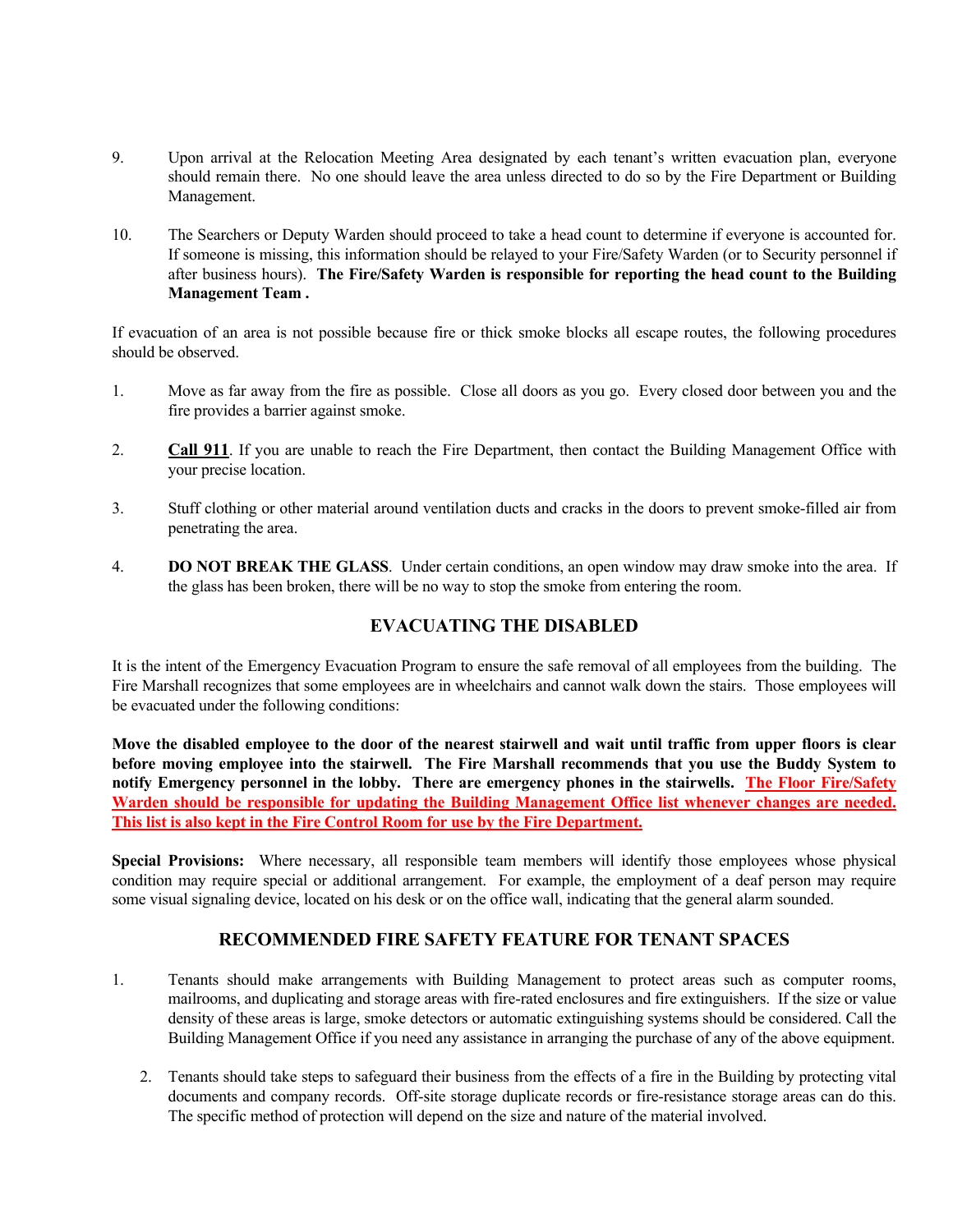9. Upon arrival at the Relocation Meeting Area designated by each tenant's written evacuation plan, everyone should remain there. No one should leave the area unless directed to do so by the Fire Department or Building Management.

10. The Searchers or Deputy Warden should proceed to take a head count to determine if everyone is accounted for. If someone is missing, this information should be relayed to your Fire/Safety Warden (or to Security personnel if after business hours). **The Fire/Safety Warden is responsible for reporting the head count to the Building Management Team .**

If evacuation of an area is not possible because fire or thick smoke blocks all escape routes, the following procedures should be observed.

1. Move as far away from the fire as possible. Close all doors as you go. Every closed door between you and the fire provides a barrier against smoke.

2. **Call 911**. If you are unable to reach the Fire Department, then contact the Building Management Office with your precise location.

3. Stuff clothing or other material around ventilation ducts and cracks in the doors to prevent smoke-filled air from penetrating the area.

4. **DO NOT BREAK THE GLASS**. Under certain conditions, an open window may draw smoke into the area. If the glass has been broken, there will be no way to stop the smoke from entering the room.

## EVACUATING THE DISABLED

It is the intent of the Emergency Evacuation Program to ensure the safe removal of all employees from the building. The Fire Marshall recognizes that some employees are in wheelchairs and cannot walk down the stairs. Those employees will be evacuated under the following conditions:

**Move the disabled employee to the door of the nearest stairwell and wait until traffic from upper floors is clear before moving employee into the stairwell. The Fire Marshall recommends that you use the Buddy System to notify Emergency personnel in the lobby. There are emergency phones in the stairwells. The Floor Fire/Safety Warden should be responsible for updating the Building Management Office list whenever changes are needed. This list is also kept in the Fire Control Room for use by the Fire Department.**

**Special Provisions:** Where necessary, all responsible team members will identify those employees whose physical condition may require special or additional arrangement. For example, the employment of a deaf person may require some visual signaling device, located on his desk or on the office wall, indicating that the general alarm sounded.

## RECOMMENDED FIRE SAFETY FEATURE FOR TENANT SPACES

1. Tenants should make arrangements with Building Management to protect areas such as computer rooms, mailrooms, and duplicating and storage areas with fire-rated enclosures and fire extinguishers. If the size or value density of these areas is large, smoke detectors or automatic extinguishing systems should be considered. Call the Building Management Office if you need any assistance in arranging the purchase of any of the above equipment.

2. Tenants should take steps to safeguard their business from the effects of a fire in the Building by protecting vital documents and company records. Off-site storage duplicate records or fire-resistance storage areas can do this. The specific method of protection will depend on the size and nature of the material involved.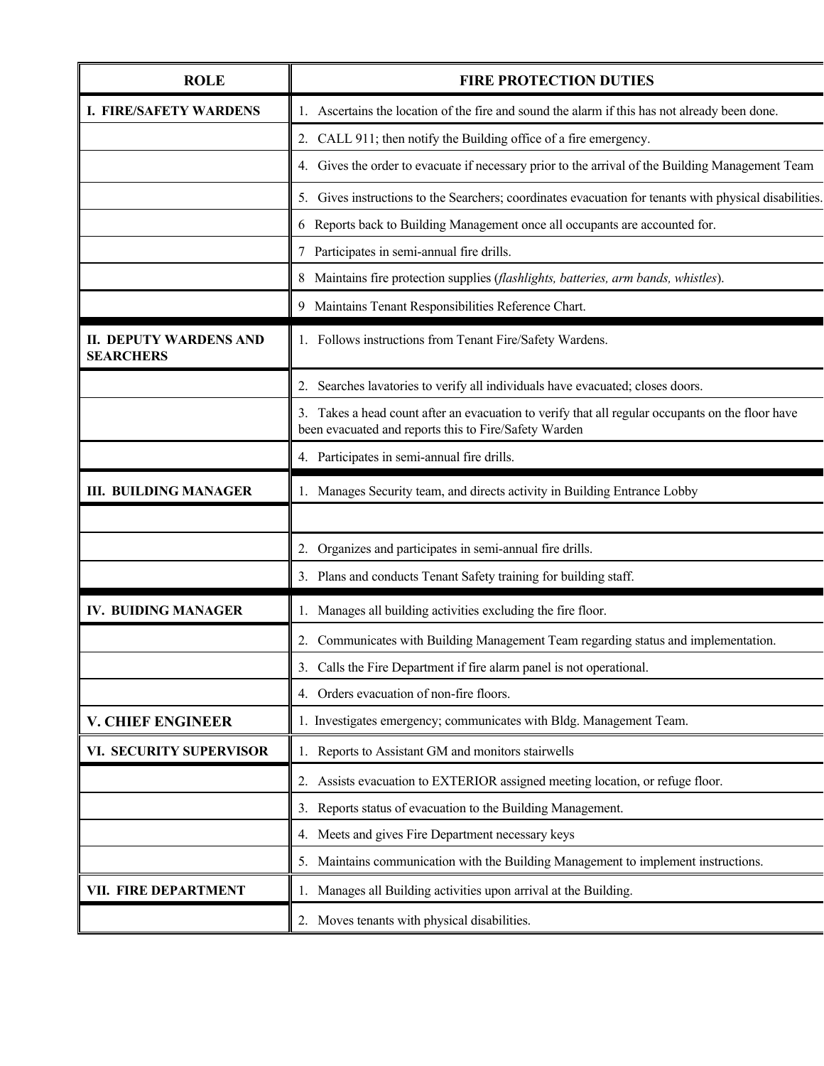| ROLE | FIRE PROTECTION DUTIES |
|---|---|
| **I. FIRE/SAFETY WARDENS** | 1. Ascertains the location of the fire and sound the alarm if this has not already been done. |
| | 2. CALL 911; then notify the Building office of a fire emergency. |
| | 4. Gives the order to evacuate if necessary prior to the arrival of the Building Management Team |
| | 5. Gives instructions to the Searchers; coordinates evacuation for tenants with physical disabilities. |
| | 6 Reports back to Building Management once all occupants are accounted for. |
| | 7 Participates in semi-annual fire drills. |
| | 8 Maintains fire protection supplies (*flashlights, batteries, arm bands, whistles*). |
| | 9 Maintains Tenant Responsibilities Reference Chart. |
| **II. DEPUTY WARDENS AND SEARCHERS** | 1. Follows instructions from Tenant Fire/Safety Wardens. |
| | 2. Searches lavatories to verify all individuals have evacuated; closes doors. |
| | 3. Takes a head count after an evacuation to verify that all regular occupants on the floor have been evacuated and reports this to Fire/Safety Warden |
| | 4. Participates in semi-annual fire drills. |
| **III. BUILDING MANAGER** | 1. Manages Security team, and directs activity in Building Entrance Lobby |
| | |
| | 2. Organizes and participates in semi-annual fire drills. |
| | 3. Plans and conducts Tenant Safety training for building staff. |
| **IV. BUIDING MANAGER** | 1. Manages all building activities excluding the fire floor. |
| | 2. Communicates with Building Management Team regarding status and implementation. |
| | 3. Calls the Fire Department if fire alarm panel is not operational. |
| | 4. Orders evacuation of non-fire floors. |
| **V. CHIEF ENGINEER** | 1. Investigates emergency; communicates with Bldg. Management Team. |
| **VI. SECURITY SUPERVISOR** | 1. Reports to Assistant GM and monitors stairwells |
| | 2. Assists evacuation to EXTERIOR assigned meeting location, or refuge floor. |
| | 3. Reports status of evacuation to the Building Management. |
| | 4. Meets and gives Fire Department necessary keys |
| | 5. Maintains communication with the Building Management to implement instructions. |
| **VII. FIRE DEPARTMENT** | 1. Manages all Building activities upon arrival at the Building. |
| | 2. Moves tenants with physical disabilities. |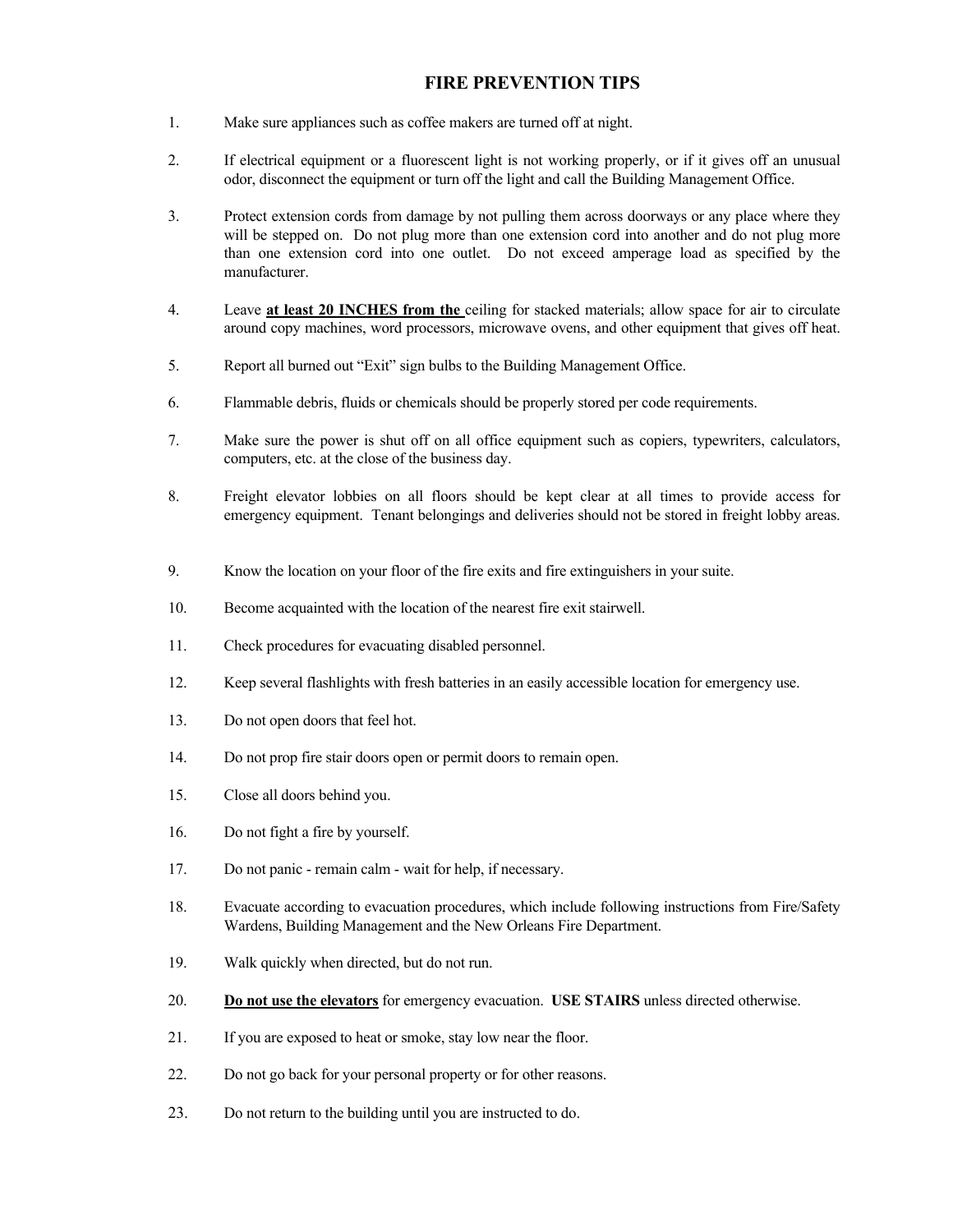# FIRE PREVENTION TIPS

1. Make sure appliances such as coffee makers are turned off at night.

2. If electrical equipment or a fluorescent light is not working properly, or if it gives off an unusual odor, disconnect the equipment or turn off the light and call the Building Management Office.

3. Protect extension cords from damage by not pulling them across doorways or any place where they will be stepped on. Do not plug more than one extension cord into another and do not plug more than one extension cord into one outlet. Do not exceed amperage load as specified by the manufacturer.

4. Leave **<u>at least 20 INCHES from the</u>** ceiling for stacked materials; allow space for air to circulate around copy machines, word processors, microwave ovens, and other equipment that gives off heat.

5. Report all burned out "Exit" sign bulbs to the Building Management Office.

6. Flammable debris, fluids or chemicals should be properly stored per code requirements.

7. Make sure the power is shut off on all office equipment such as copiers, typewriters, calculators, computers, etc. at the close of the business day.

8. Freight elevator lobbies on all floors should be kept clear at all times to provide access for emergency equipment. Tenant belongings and deliveries should not be stored in freight lobby areas.

9. Know the location on your floor of the fire exits and fire extinguishers in your suite.

10. Become acquainted with the location of the nearest fire exit stairwell.

11. Check procedures for evacuating disabled personnel.

12. Keep several flashlights with fresh batteries in an easily accessible location for emergency use.

13. Do not open doors that feel hot.

14. Do not prop fire stair doors open or permit doors to remain open.

15. Close all doors behind you.

16. Do not fight a fire by yourself.

17. Do not panic - remain calm - wait for help, if necessary.

18. Evacuate according to evacuation procedures, which include following instructions from Fire/Safety Wardens, Building Management and the New Orleans Fire Department.

19. Walk quickly when directed, but do not run.

20. **<u>Do not use the elevators</u>** for emergency evacuation. **USE STAIRS** unless directed otherwise.

21. If you are exposed to heat or smoke, stay low near the floor.

22. Do not go back for your personal property or for other reasons.

23. Do not return to the building until you are instructed to do.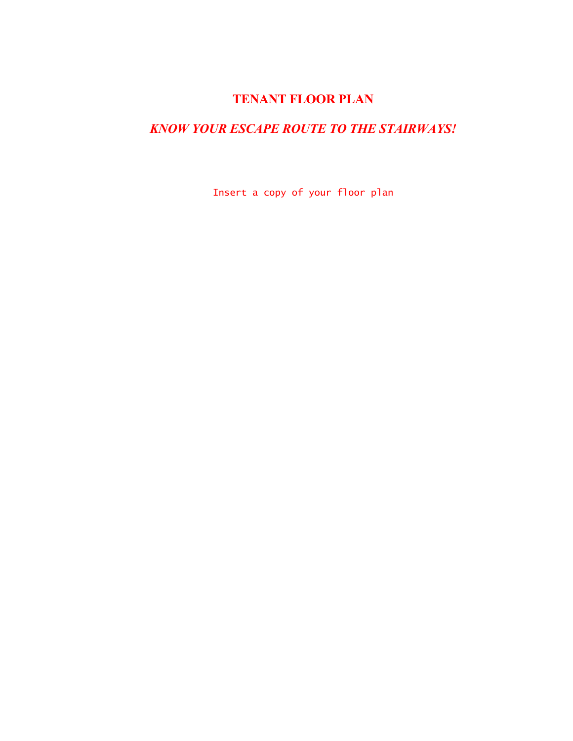# TENANT FLOOR PLAN

## *KNOW YOUR ESCAPE ROUTE TO THE STAIRWAYS!*

Insert a copy of your floor plan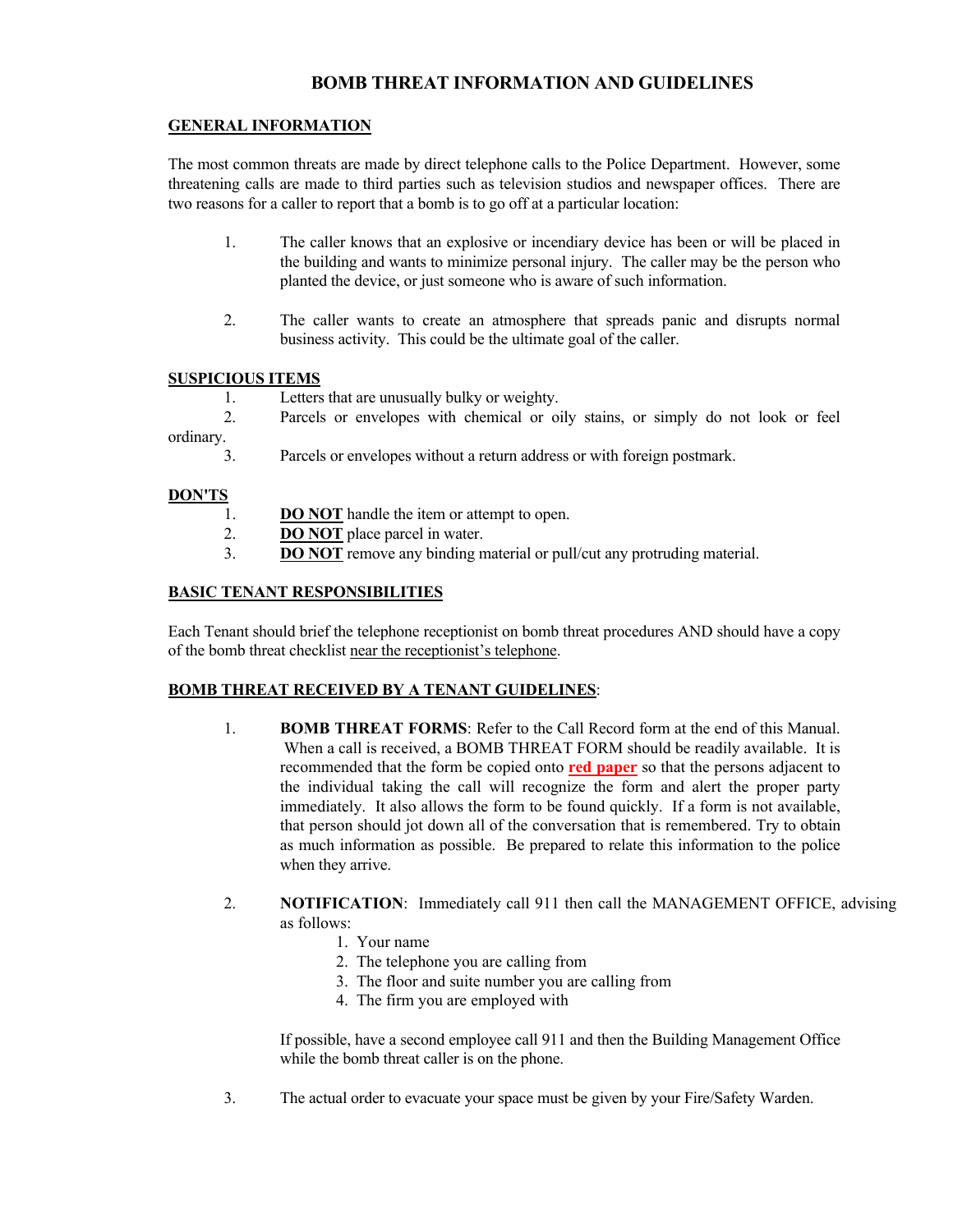# BOMB THREAT INFORMATION AND GUIDELINES

## GENERAL INFORMATION

The most common threats are made by direct telephone calls to the Police Department. However, some threatening calls are made to third parties such as television studios and newspaper offices. There are two reasons for a caller to report that a bomb is to go off at a particular location:

1. The caller knows that an explosive or incendiary device has been or will be placed in the building and wants to minimize personal injury. The caller may be the person who planted the device, or just someone who is aware of such information.

2. The caller wants to create an atmosphere that spreads panic and disrupts normal business activity. This could be the ultimate goal of the caller.

## SUSPICIOUS ITEMS

1. Letters that are unusually bulky or weighty.
2. Parcels or envelopes with chemical or oily stains, or simply do not look or feel ordinary.
3. Parcels or envelopes without a return address or with foreign postmark.

## DON'TS

1. **DO NOT** handle the item or attempt to open.
2. **DO NOT** place parcel in water.
3. **DO NOT** remove any binding material or pull/cut any protruding material.

## BASIC TENANT RESPONSIBILITIES

Each Tenant should brief the telephone receptionist on bomb threat procedures AND should have a copy of the bomb threat checklist near the receptionist's telephone.

## BOMB THREAT RECEIVED BY A TENANT GUIDELINES:

1. **BOMB THREAT FORMS**: Refer to the Call Record form at the end of this Manual. When a call is received, a BOMB THREAT FORM should be readily available. It is recommended that the form be copied onto **red paper** so that the persons adjacent to the individual taking the call will recognize the form and alert the proper party immediately. It also allows the form to be found quickly. If a form is not available, that person should jot down all of the conversation that is remembered. Try to obtain as much information as possible. Be prepared to relate this information to the police when they arrive.

2. **NOTIFICATION**: Immediately call 911 then call the MANAGEMENT OFFICE, advising as follows:
   1. Your name
   2. The telephone you are calling from
   3. The floor and suite number you are calling from
   4. The firm you are employed with

   If possible, have a second employee call 911 and then the Building Management Office while the bomb threat caller is on the phone.

3. The actual order to evacuate your space must be given by your Fire/Safety Warden.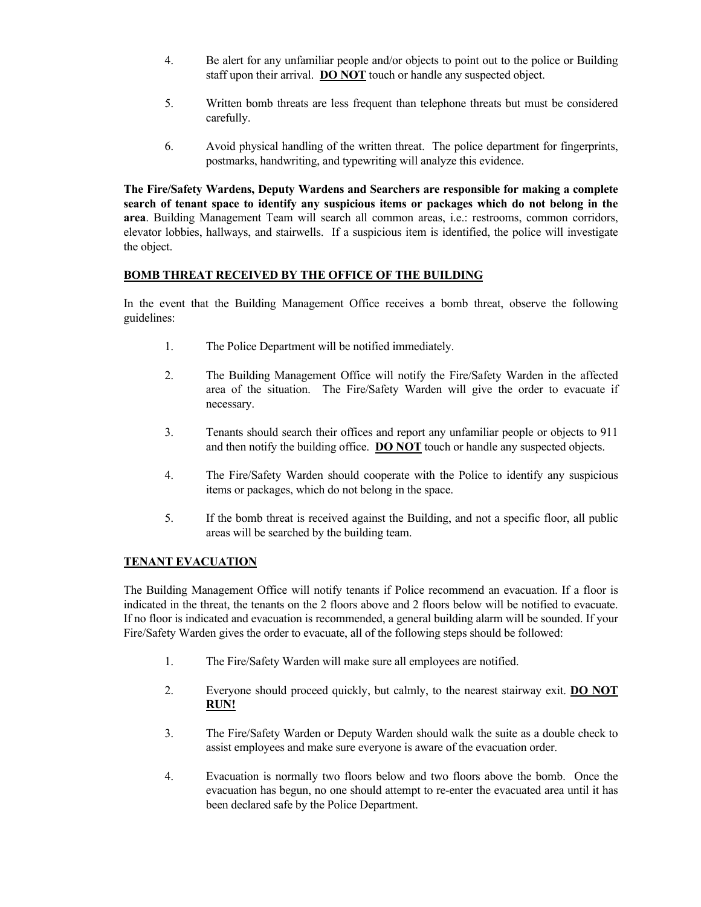4. Be alert for any unfamiliar people and/or objects to point out to the police or Building staff upon their arrival. **<u>DO NOT</u>** touch or handle any suspected object.

5. Written bomb threats are less frequent than telephone threats but must be considered carefully.

6. Avoid physical handling of the written threat. The police department for fingerprints, postmarks, handwriting, and typewriting will analyze this evidence.

**The Fire/Safety Wardens, Deputy Wardens and Searchers are responsible for making a complete search of tenant space to identify any suspicious items or packages which do not belong in the area**. Building Management Team will search all common areas, i.e.: restrooms, common corridors, elevator lobbies, hallways, and stairwells. If a suspicious item is identified, the police will investigate the object.

## BOMB THREAT RECEIVED BY THE OFFICE OF THE BUILDING

In the event that the Building Management Office receives a bomb threat, observe the following guidelines:

1. The Police Department will be notified immediately.

2. The Building Management Office will notify the Fire/Safety Warden in the affected area of the situation. The Fire/Safety Warden will give the order to evacuate if necessary.

3. Tenants should search their offices and report any unfamiliar people or objects to 911 and then notify the building office. **<u>DO NOT</u>** touch or handle any suspected objects.

4. The Fire/Safety Warden should cooperate with the Police to identify any suspicious items or packages, which do not belong in the space.

5. If the bomb threat is received against the Building, and not a specific floor, all public areas will be searched by the building team.

## TENANT EVACUATION

The Building Management Office will notify tenants if Police recommend an evacuation. If a floor is indicated in the threat, the tenants on the 2 floors above and 2 floors below will be notified to evacuate. If no floor is indicated and evacuation is recommended, a general building alarm will be sounded. If your Fire/Safety Warden gives the order to evacuate, all of the following steps should be followed:

1. The Fire/Safety Warden will make sure all employees are notified.

2. Everyone should proceed quickly, but calmly, to the nearest stairway exit. **<u>DO NOT RUN!</u>**

3. The Fire/Safety Warden or Deputy Warden should walk the suite as a double check to assist employees and make sure everyone is aware of the evacuation order.

4. Evacuation is normally two floors below and two floors above the bomb. Once the evacuation has begun, no one should attempt to re-enter the evacuated area until it has been declared safe by the Police Department.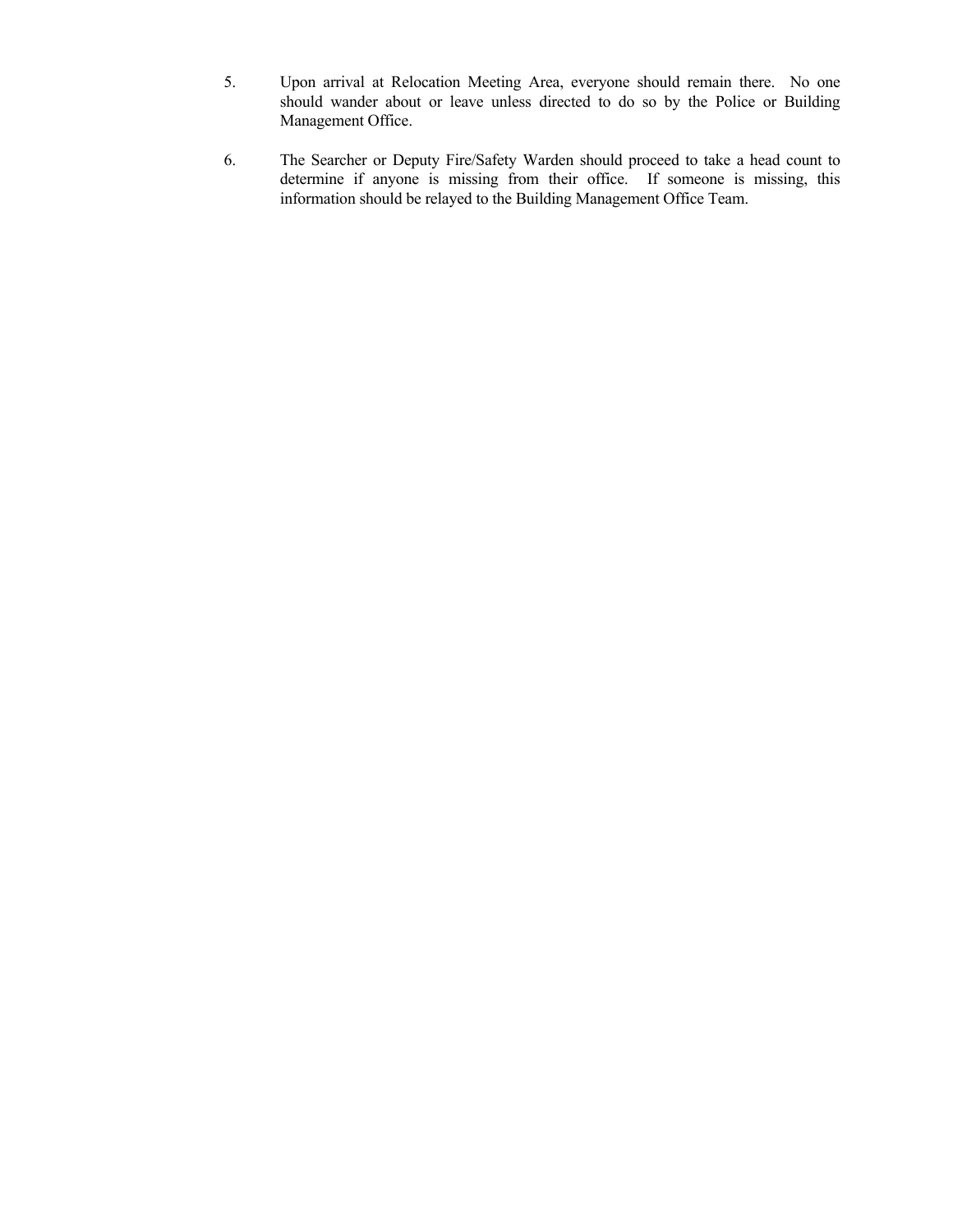5. Upon arrival at Relocation Meeting Area, everyone should remain there. No one should wander about or leave unless directed to do so by the Police or Building Management Office.

6. The Searcher or Deputy Fire/Safety Warden should proceed to take a head count to determine if anyone is missing from their office. If someone is missing, this information should be relayed to the Building Management Office Team.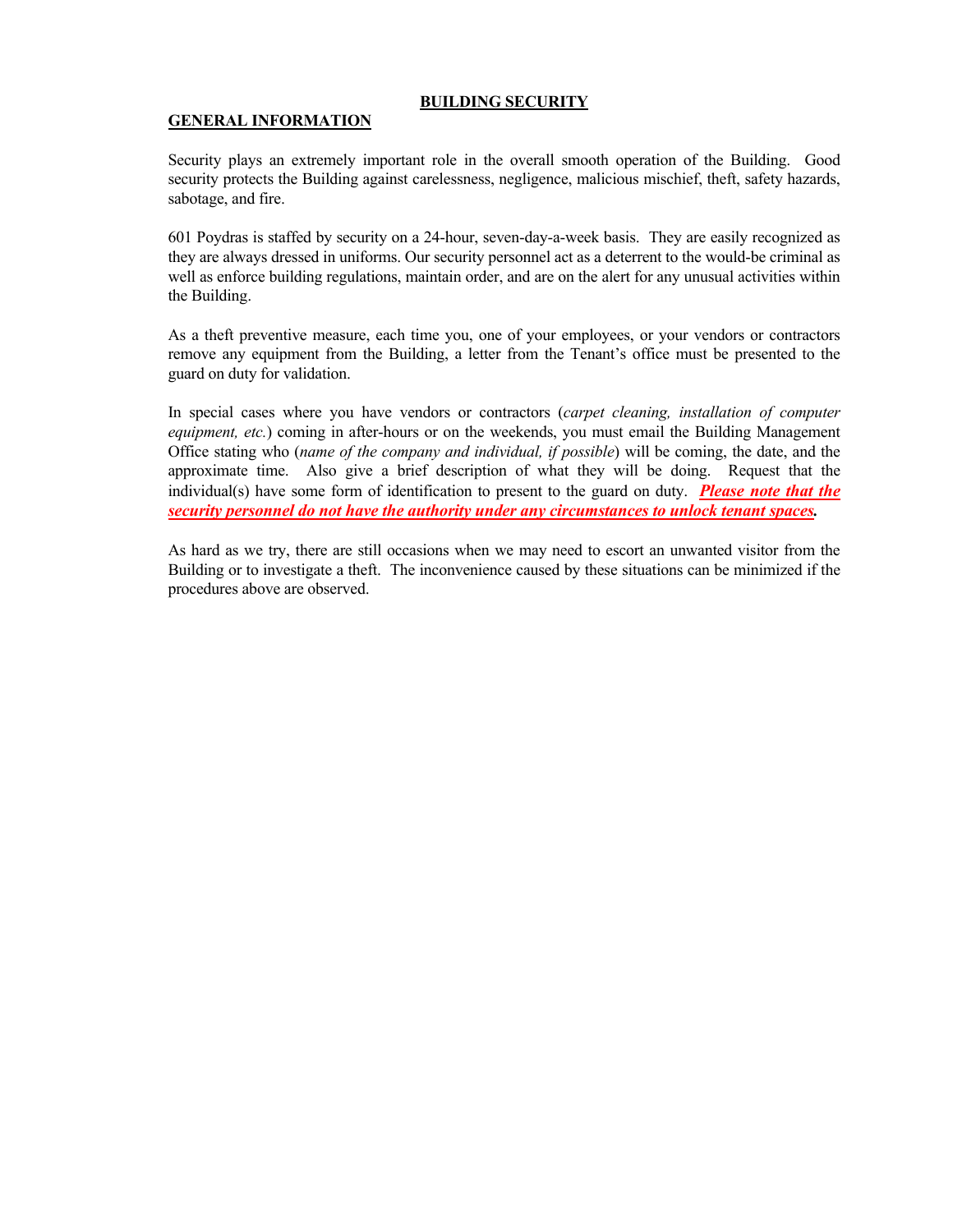# BUILDING SECURITY

## GENERAL INFORMATION

Security plays an extremely important role in the overall smooth operation of the Building. Good security protects the Building against carelessness, negligence, malicious mischief, theft, safety hazards, sabotage, and fire.

601 Poydras is staffed by security on a 24-hour, seven-day-a-week basis. They are easily recognized as they are always dressed in uniforms. Our security personnel act as a deterrent to the would-be criminal as well as enforce building regulations, maintain order, and are on the alert for any unusual activities within the Building.

As a theft preventive measure, each time you, one of your employees, or your vendors or contractors remove any equipment from the Building, a letter from the Tenant's office must be presented to the guard on duty for validation.

In special cases where you have vendors or contractors (*carpet cleaning, installation of computer equipment, etc.*) coming in after-hours or on the weekends, you must email the Building Management Office stating who (*name of the company and individual, if possible*) will be coming, the date, and the approximate time. Also give a brief description of what they will be doing. Request that the individual(s) have some form of identification to present to the guard on duty. ***Please note that the security personnel do not have the authority under any circumstances to unlock tenant spaces*.**

As hard as we try, there are still occasions when we may need to escort an unwanted visitor from the Building or to investigate a theft. The inconvenience caused by these situations can be minimized if the procedures above are observed.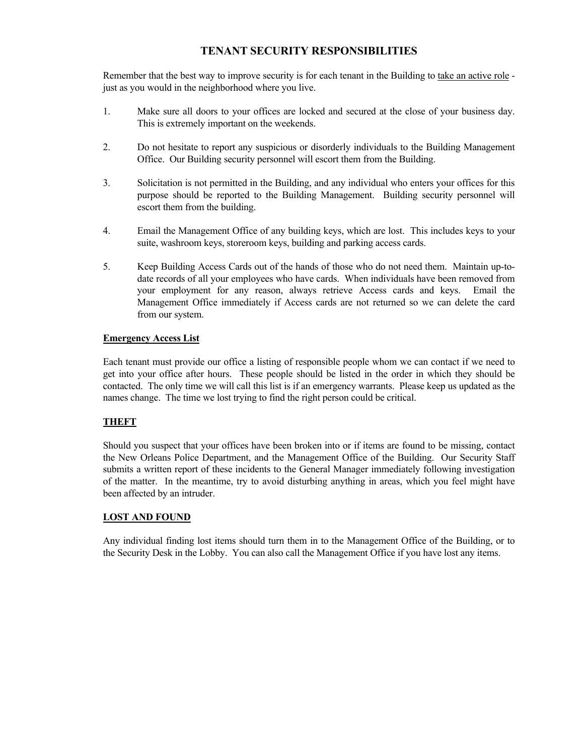# TENANT SECURITY RESPONSIBILITIES

Remember that the best way to improve security is for each tenant in the Building to <u>take an active role</u> - just as you would in the neighborhood where you live.

1. Make sure all doors to your offices are locked and secured at the close of your business day. This is extremely important on the weekends.

2. Do not hesitate to report any suspicious or disorderly individuals to the Building Management Office. Our Building security personnel will escort them from the Building.

3. Solicitation is not permitted in the Building, and any individual who enters your offices for this purpose should be reported to the Building Management. Building security personnel will escort them from the building.

4. Email the Management Office of any building keys, which are lost. This includes keys to your suite, washroom keys, storeroom keys, building and parking access cards.

5. Keep Building Access Cards out of the hands of those who do not need them. Maintain up-to-date records of all your employees who have cards. When individuals have been removed from your employment for any reason, always retrieve Access cards and keys. Email the Management Office immediately if Access cards are not returned so we can delete the card from our system.

## Emergency Access List

Each tenant must provide our office a listing of responsible people whom we can contact if we need to get into your office after hours. These people should be listed in the order in which they should be contacted. The only time we will call this list is if an emergency warrants. Please keep us updated as the names change. The time we lost trying to find the right person could be critical.

## THEFT

Should you suspect that your offices have been broken into or if items are found to be missing, contact the New Orleans Police Department, and the Management Office of the Building. Our Security Staff submits a written report of these incidents to the General Manager immediately following investigation of the matter. In the meantime, try to avoid disturbing anything in areas, which you feel might have been affected by an intruder.

## LOST AND FOUND

Any individual finding lost items should turn them in to the Management Office of the Building, or to the Security Desk in the Lobby. You can also call the Management Office if you have lost any items.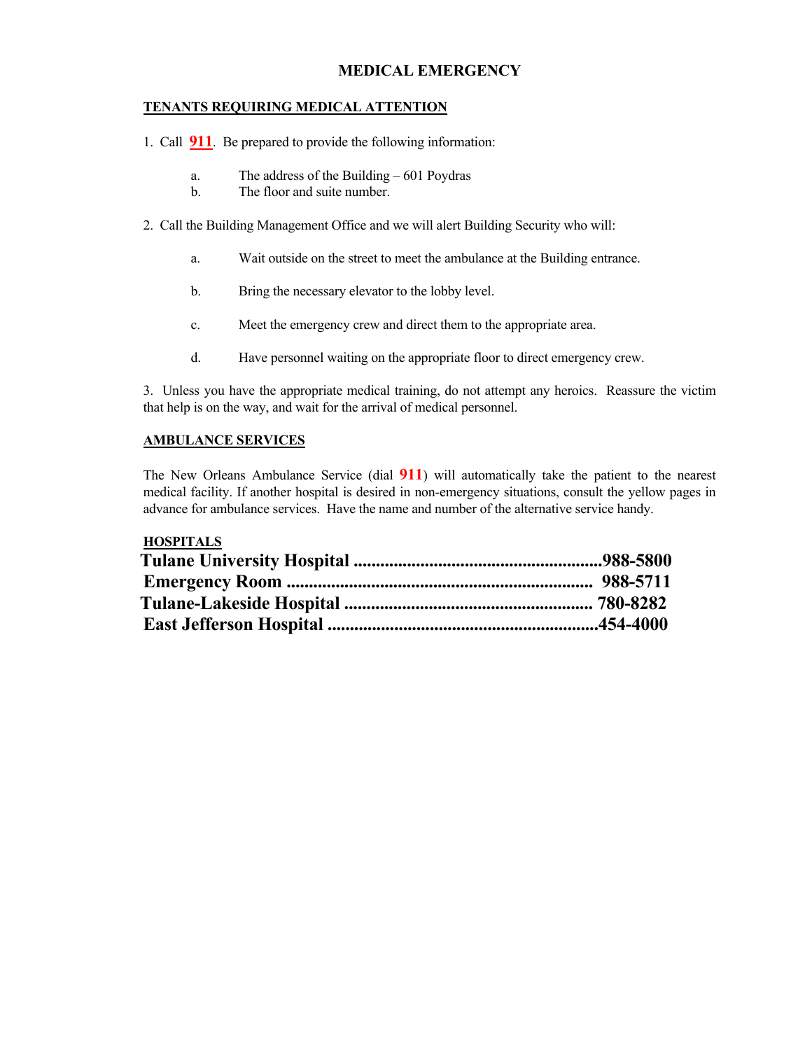# MEDICAL EMERGENCY

## TENANTS REQUIRING MEDICAL ATTENTION

1. Call **911**. Be prepared to provide the following information:

   a. The address of the Building – 601 Poydras
   
   b. The floor and suite number.

2. Call the Building Management Office and we will alert Building Security who will:

   a. Wait outside on the street to meet the ambulance at the Building entrance.

   b. Bring the necessary elevator to the lobby level.

   c. Meet the emergency crew and direct them to the appropriate area.

   d. Have personnel waiting on the appropriate floor to direct emergency crew.

3. Unless you have the appropriate medical training, do not attempt any heroics. Reassure the victim that help is on the way, and wait for the arrival of medical personnel.

## AMBULANCE SERVICES

The New Orleans Ambulance Service (dial **911**) will automatically take the patient to the nearest medical facility. If another hospital is desired in non-emergency situations, consult the yellow pages in advance for ambulance services. Have the name and number of the alternative service handy.

## HOSPITALS

**Tulane University Hospital ........................................................988-5800**
**Emergency Room ..................................................................... 988-5711**
**Tulane-Lakeside Hospital ........................................................ 780-8282**
**East Jefferson Hospital .............................................................454-4000**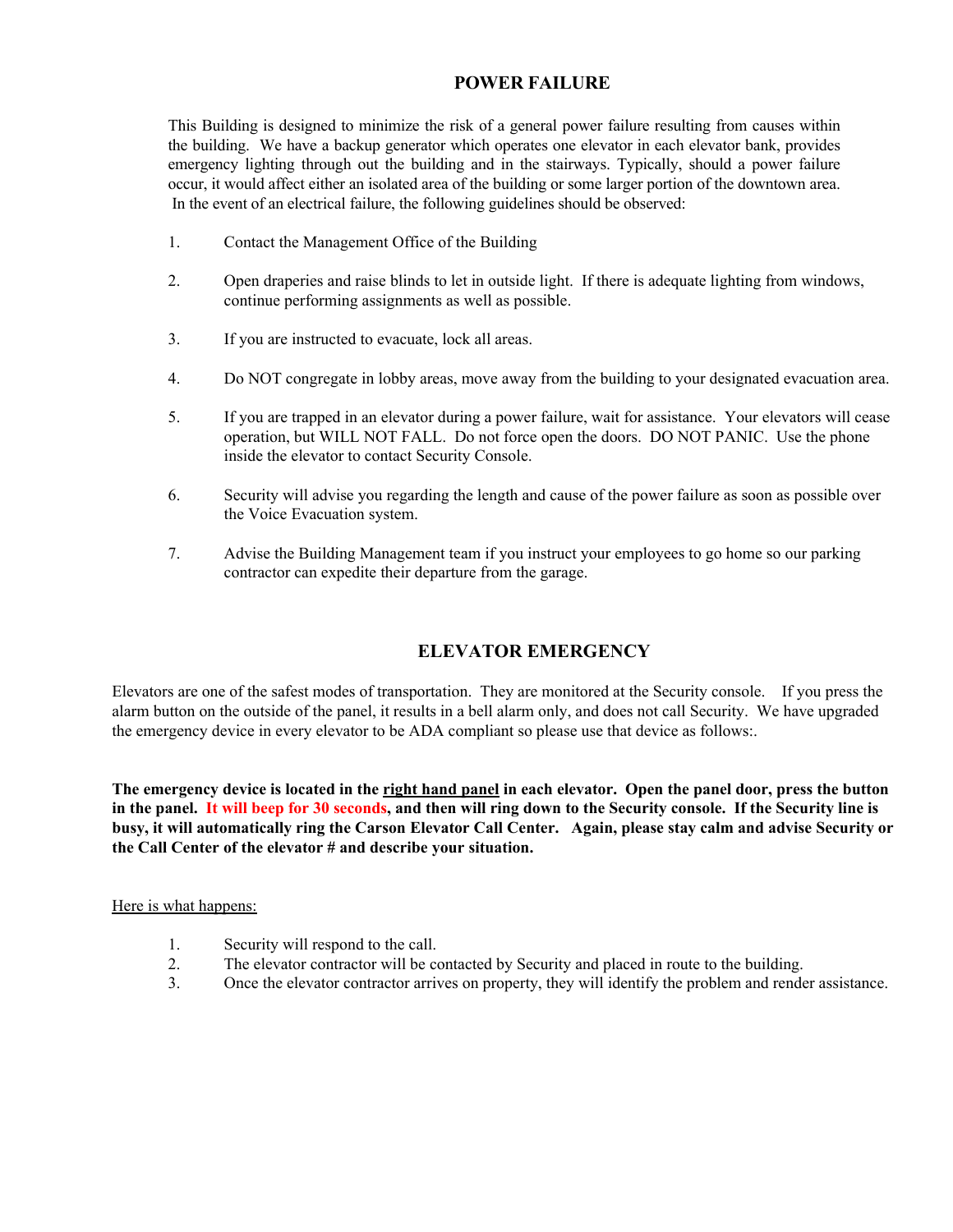## POWER FAILURE

This Building is designed to minimize the risk of a general power failure resulting from causes within the building. We have a backup generator which operates one elevator in each elevator bank, provides emergency lighting through out the building and in the stairways. Typically, should a power failure occur, it would affect either an isolated area of the building or some larger portion of the downtown area. In the event of an electrical failure, the following guidelines should be observed:

1. Contact the Management Office of the Building
2. Open draperies and raise blinds to let in outside light. If there is adequate lighting from windows, continue performing assignments as well as possible.
3. If you are instructed to evacuate, lock all areas.
4. Do NOT congregate in lobby areas, move away from the building to your designated evacuation area.
5. If you are trapped in an elevator during a power failure, wait for assistance. Your elevators will cease operation, but WILL NOT FALL. Do not force open the doors. DO NOT PANIC. Use the phone inside the elevator to contact Security Console.
6. Security will advise you regarding the length and cause of the power failure as soon as possible over the Voice Evacuation system.
7. Advise the Building Management team if you instruct your employees to go home so our parking contractor can expedite their departure from the garage.

## ELEVATOR EMERGENCY

Elevators are one of the safest modes of transportation. They are monitored at the Security console. If you press the alarm button on the outside of the panel, it results in a bell alarm only, and does not call Security. We have upgraded the emergency device in every elevator to be ADA compliant so please use that device as follows:.

**The emergency device is located in the right hand panel in each elevator. Open the panel door, press the button in the panel. It will beep for 30 seconds, and then will ring down to the Security console. If the Security line is busy, it will automatically ring the Carson Elevator Call Center. Again, please stay calm and advise Security or the Call Center of the elevator # and describe your situation.**

Here is what happens:

1. Security will respond to the call.
2. The elevator contractor will be contacted by Security and placed in route to the building.
3. Once the elevator contractor arrives on property, they will identify the problem and render assistance.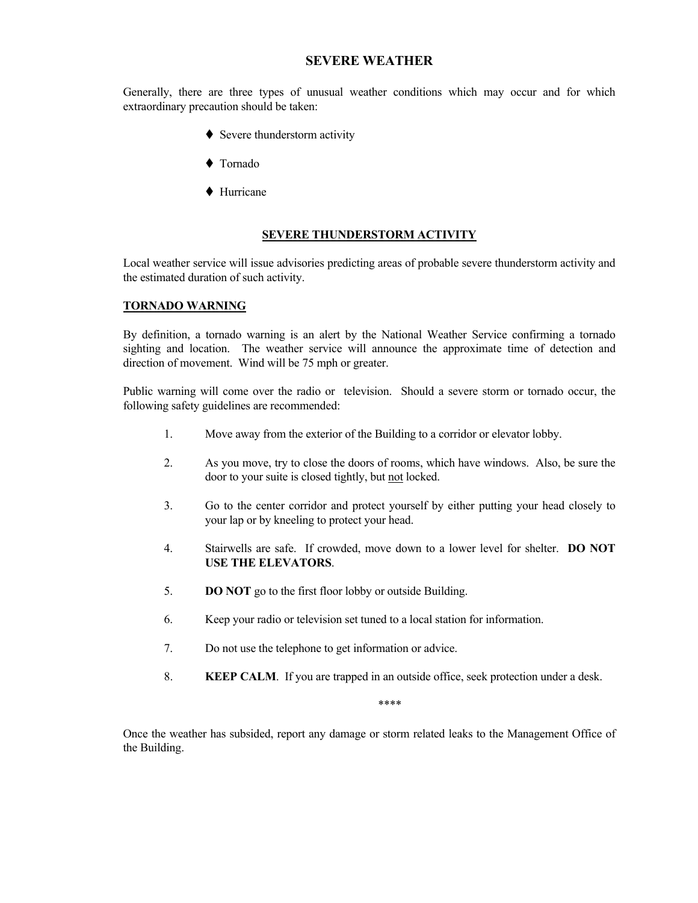# SEVERE WEATHER

Generally, there are three types of unusual weather conditions which may occur and for which extraordinary precaution should be taken:

- Severe thunderstorm activity
- Tornado
- Hurricane

## SEVERE THUNDERSTORM ACTIVITY

Local weather service will issue advisories predicting areas of probable severe thunderstorm activity and the estimated duration of such activity.

### TORNADO WARNING

By definition, a tornado warning is an alert by the National Weather Service confirming a tornado sighting and location. The weather service will announce the approximate time of detection and direction of movement. Wind will be 75 mph or greater.

Public warning will come over the radio or television. Should a severe storm or tornado occur, the following safety guidelines are recommended:

1. Move away from the exterior of the Building to a corridor or elevator lobby.
2. As you move, try to close the doors of rooms, which have windows. Also, be sure the door to your suite is closed tightly, but not locked.
3. Go to the center corridor and protect yourself by either putting your head closely to your lap or by kneeling to protect your head.
4. Stairwells are safe. If crowded, move down to a lower level for shelter. **DO NOT USE THE ELEVATORS**.
5. **DO NOT** go to the first floor lobby or outside Building.
6. Keep your radio or television set tuned to a local station for information.
7. Do not use the telephone to get information or advice.
8. **KEEP CALM**. If you are trapped in an outside office, seek protection under a desk.

****

Once the weather has subsided, report any damage or storm related leaks to the Management Office of the Building.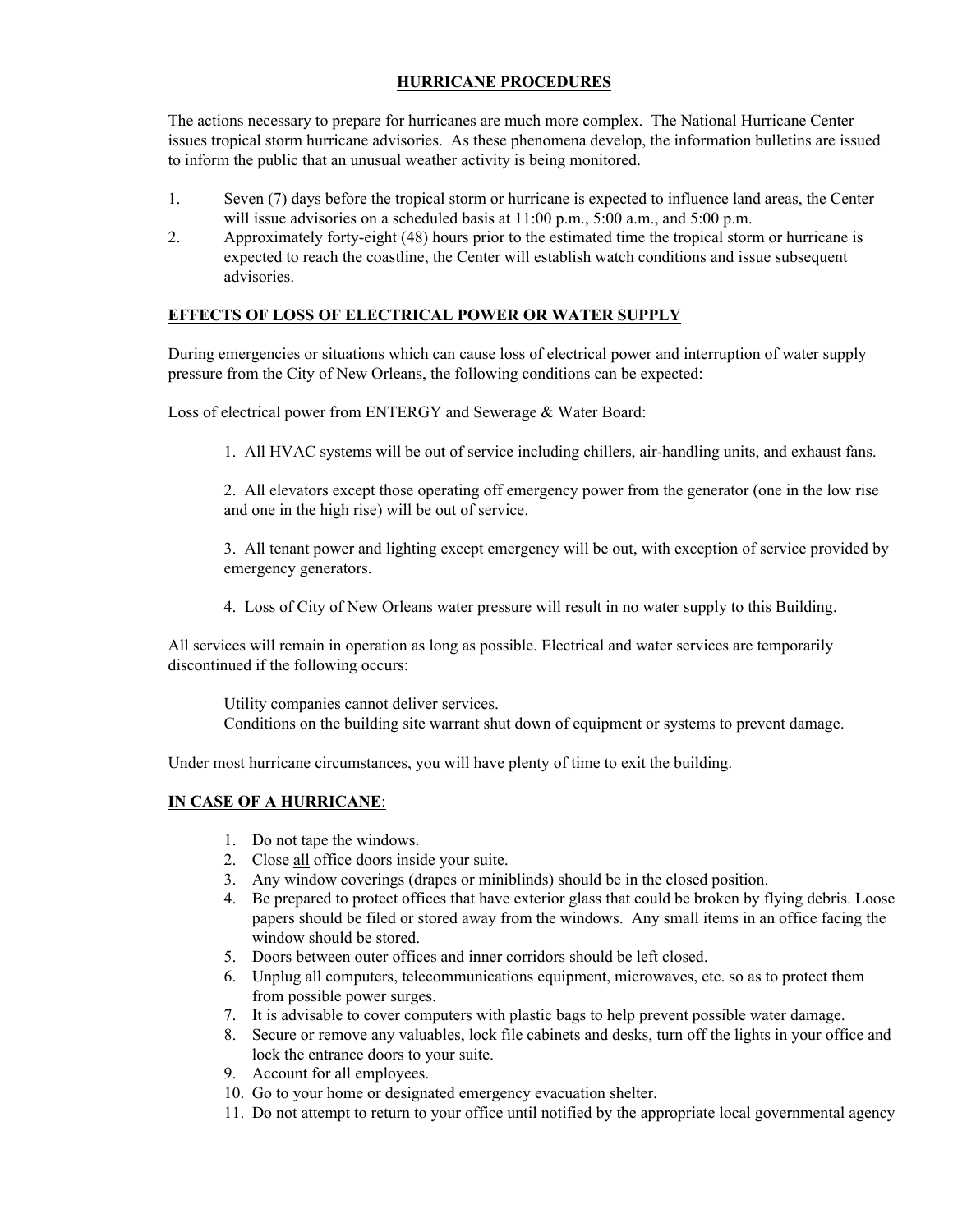## HURRICANE PROCEDURES

The actions necessary to prepare for hurricanes are much more complex. The National Hurricane Center issues tropical storm hurricane advisories. As these phenomena develop, the information bulletins are issued to inform the public that an unusual weather activity is being monitored.

1. Seven (7) days before the tropical storm or hurricane is expected to influence land areas, the Center will issue advisories on a scheduled basis at 11:00 p.m., 5:00 a.m., and 5:00 p.m.
2. Approximately forty-eight (48) hours prior to the estimated time the tropical storm or hurricane is expected to reach the coastline, the Center will establish watch conditions and issue subsequent advisories.

## EFFECTS OF LOSS OF ELECTRICAL POWER OR WATER SUPPLY

During emergencies or situations which can cause loss of electrical power and interruption of water supply pressure from the City of New Orleans, the following conditions can be expected:

Loss of electrical power from ENTERGY and Sewerage & Water Board:

1. All HVAC systems will be out of service including chillers, air-handling units, and exhaust fans.

2. All elevators except those operating off emergency power from the generator (one in the low rise and one in the high rise) will be out of service.

3. All tenant power and lighting except emergency will be out, with exception of service provided by emergency generators.

4. Loss of City of New Orleans water pressure will result in no water supply to this Building.

All services will remain in operation as long as possible. Electrical and water services are temporarily discontinued if the following occurs:

Utility companies cannot deliver services.
Conditions on the building site warrant shut down of equipment or systems to prevent damage.

Under most hurricane circumstances, you will have plenty of time to exit the building.

## IN CASE OF A HURRICANE:

1. Do not tape the windows.
2. Close all office doors inside your suite.
3. Any window coverings (drapes or miniblinds) should be in the closed position.
4. Be prepared to protect offices that have exterior glass that could be broken by flying debris. Loose papers should be filed or stored away from the windows. Any small items in an office facing the window should be stored.
5. Doors between outer offices and inner corridors should be left closed.
6. Unplug all computers, telecommunications equipment, microwaves, etc. so as to protect them from possible power surges.
7. It is advisable to cover computers with plastic bags to help prevent possible water damage.
8. Secure or remove any valuables, lock file cabinets and desks, turn off the lights in your office and lock the entrance doors to your suite.
9. Account for all employees.
10. Go to your home or designated emergency evacuation shelter.
11. Do not attempt to return to your office until notified by the appropriate local governmental agency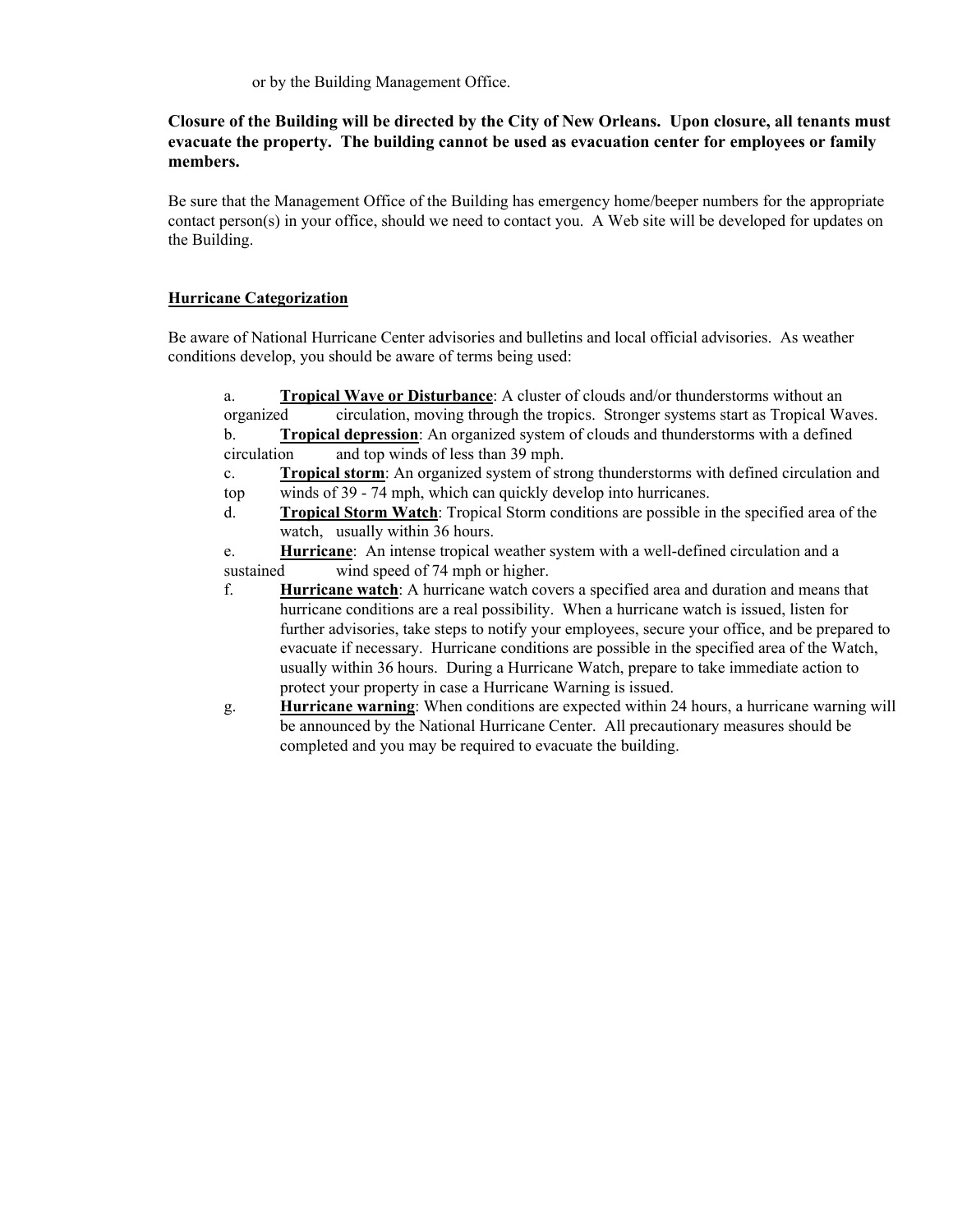or by the Building Management Office.

**Closure of the Building will be directed by the City of New Orleans. Upon closure, all tenants must evacuate the property. The building cannot be used as evacuation center for employees or family members.**

Be sure that the Management Office of the Building has emergency home/beeper numbers for the appropriate contact person(s) in your office, should we need to contact you. A Web site will be developed for updates on the Building.

## Hurricane Categorization

Be aware of National Hurricane Center advisories and bulletins and local official advisories. As weather conditions develop, you should be aware of terms being used:

a. **Tropical Wave or Disturbance**: A cluster of clouds and/or thunderstorms without an organized circulation, moving through the tropics. Stronger systems start as Tropical Waves.

b. **Tropical depression**: An organized system of clouds and thunderstorms with a defined circulation and top winds of less than 39 mph.

c. **Tropical storm**: An organized system of strong thunderstorms with defined circulation and top winds of 39 - 74 mph, which can quickly develop into hurricanes.

d. **Tropical Storm Watch**: Tropical Storm conditions are possible in the specified area of the watch, usually within 36 hours.

e. **Hurricane**: An intense tropical weather system with a well-defined circulation and a sustained wind speed of 74 mph or higher.

f. **Hurricane watch**: A hurricane watch covers a specified area and duration and means that hurricane conditions are a real possibility. When a hurricane watch is issued, listen for further advisories, take steps to notify your employees, secure your office, and be prepared to evacuate if necessary. Hurricane conditions are possible in the specified area of the Watch, usually within 36 hours. During a Hurricane Watch, prepare to take immediate action to protect your property in case a Hurricane Warning is issued.

g. **Hurricane warning**: When conditions are expected within 24 hours, a hurricane warning will be announced by the National Hurricane Center. All precautionary measures should be completed and you may be required to evacuate the building.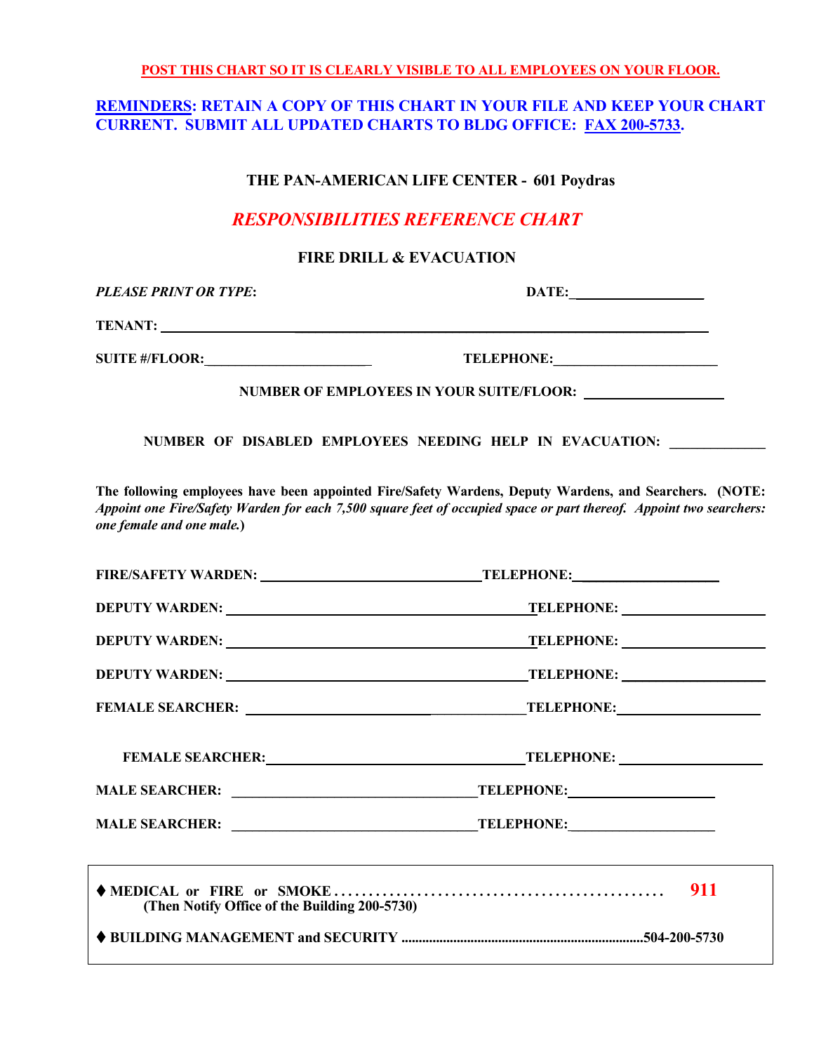**POST THIS CHART SO IT IS CLEARLY VISIBLE TO ALL EMPLOYEES ON YOUR FLOOR.**

**REMINDERS: RETAIN A COPY OF THIS CHART IN YOUR FILE AND KEEP YOUR CHART CURRENT. SUBMIT ALL UPDATED CHARTS TO BLDG OFFICE: FAX 200-5733.**

**THE PAN-AMERICAN LIFE CENTER - 601 Poydras**

## *RESPONSIBILITIES REFERENCE CHART*

### FIRE DRILL & EVACUATION

***PLEASE PRINT OR TYPE*:** **DATE:**___________________

**TENANT:** ________________________________________________________________

**SUITE #/FLOOR:**________________________ **TELEPHONE:**________________________

**NUMBER OF EMPLOYEES IN YOUR SUITE/FLOOR:** ____________________

**NUMBER OF DISABLED EMPLOYEES NEEDING HELP IN EVACUATION:** ______________

**The following employees have been appointed Fire/Safety Wardens, Deputy Wardens, and Searchers. (NOTE:** ***Appoint one Fire/Safety Warden for each 7,500 square feet of occupied space or part thereof. Appoint two searchers: one female and one male.*****)**

**FIRE/SAFETY WARDEN:** _______________________________ **TELEPHONE:**____________________

**DEPUTY WARDEN:** ___________________________________________ **TELEPHONE:** ____________________

**DEPUTY WARDEN:** ___________________________________________ **TELEPHONE:** ____________________

**DEPUTY WARDEN:** ___________________________________________ **TELEPHONE:** ____________________

**FEMALE SEARCHER:** ________________________________________ **TELEPHONE:**____________________

**FEMALE SEARCHER:**_____________________________________ **TELEPHONE:** ____________________

**MALE SEARCHER:** ___________________________________ **TELEPHONE:**____________________

**MALE SEARCHER:** ___________________________________ **TELEPHONE:**____________________

♦ **MEDICAL or FIRE or SMOKE** ............................................... **911**
**(Then Notify Office of the Building 200-5730)**

♦ **BUILDING MANAGEMENT and SECURITY** .....................................................................**504-200-5730**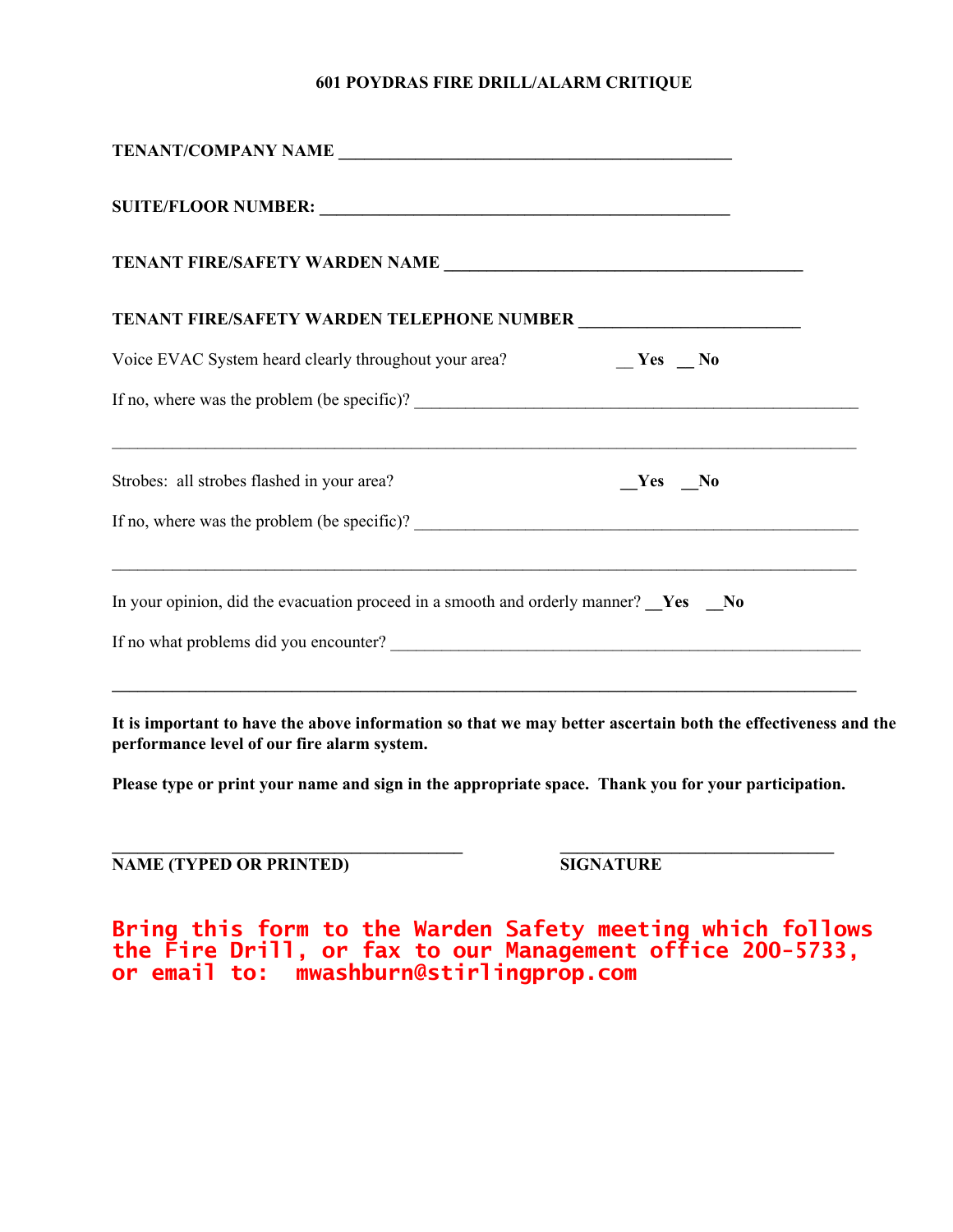# 601 POYDRAS FIRE DRILL/ALARM CRITIQUE

**TENANT/COMPANY NAME** ____________________________________________

**SUITE/FLOOR NUMBER:** ____________________________________________

**TENANT FIRE/SAFETY WARDEN NAME** ________________________________________

**TENANT FIRE/SAFETY WARDEN TELEPHONE NUMBER** _________________________

Voice EVAC System heard clearly throughout your area? __ **Yes** __ **No**

If no, where was the problem (be specific)? ____________________________________________________

_______________________________________________________________________________________

Strobes: all strobes flashed in your area? __**Yes** __**No**

If no, where was the problem (be specific)? ____________________________________________________

_______________________________________________________________________________________

In your opinion, did the evacuation proceed in a smooth and orderly manner? __**Yes** __**No**

If no what problems did you encounter? _______________________________________________________

_______________________________________________________________________________________

**It is important to have the above information so that we may better ascertain both the effectiveness and the performance level of our fire alarm system.**

**Please type or print your name and sign in the appropriate space. Thank you for your participation.**

________________________________________ ________________________________

**NAME (TYPED OR PRINTED)** **SIGNATURE**

**Bring this form to the Warden Safety meeting which follows the Fire Drill, or fax to our Management office 200-5733, or email to: mwashburn@stirlingprop.com**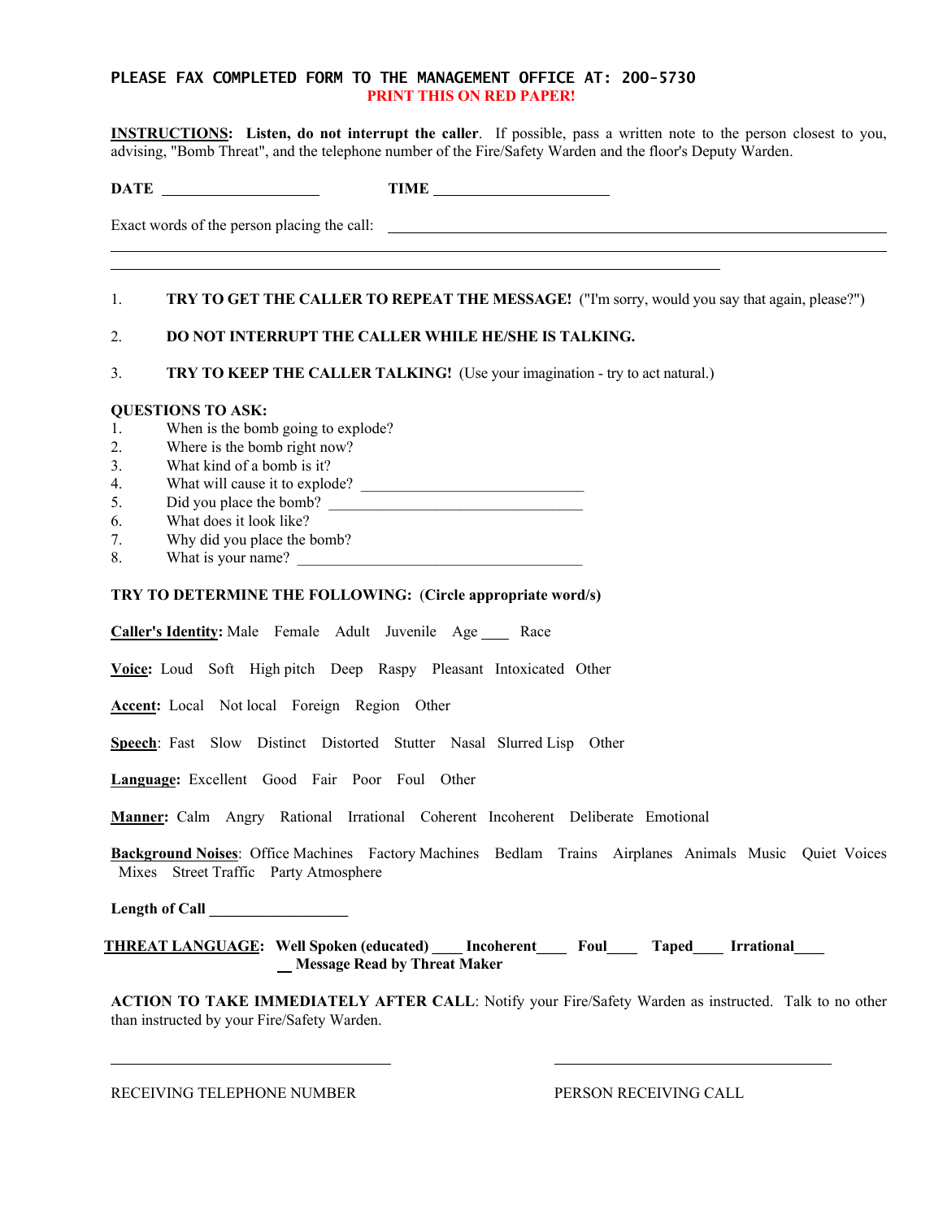**PLEASE FAX COMPLETED FORM TO THE MANAGEMENT OFFICE AT: 200-5730**

**PRINT THIS ON RED PAPER!**

**INSTRUCTIONS: Listen, do not interrupt the caller**. If possible, pass a written note to the person closest to you, advising, "Bomb Threat", and the telephone number of the Fire/Safety Warden and the floor's Deputy Warden.

**DATE** ____________________ **TIME** ______________________

Exact words of the person placing the call: ____________________________________________________________
______________________________________________________________________________________________
____________________________________________________________________________

1. **TRY TO GET THE CALLER TO REPEAT THE MESSAGE!** ("I'm sorry, would you say that again, please?")
2. **DO NOT INTERRUPT THE CALLER WHILE HE/SHE IS TALKING.**
3. **TRY TO KEEP THE CALLER TALKING!** (Use your imagination - try to act natural.)

**QUESTIONS TO ASK:**

1. When is the bomb going to explode?
2. Where is the bomb right now?
3. What kind of a bomb is it?
4. What will cause it to explode? ____________________________
5. Did you place the bomb? _________________________________
6. What does it look like?
7. Why did you place the bomb?
8. What is your name? _____________________________________

**TRY TO DETERMINE THE FOLLOWING: (Circle appropriate word/s)**

**Caller's Identity:** Male Female Adult Juvenile Age ___ Race

**Voice:** Loud Soft High pitch Deep Raspy Pleasant Intoxicated Other

**Accent:** Local Not local Foreign Region Other

**Speech**: Fast Slow Distinct Distorted Stutter Nasal Slurred Lisp Other

**Language:** Excellent Good Fair Poor Foul Other

**Manner:** Calm Angry Rational Irrational Coherent Incoherent Deliberate Emotional

**Background Noises**: Office Machines Factory Machines Bedlam Trains Airplanes Animals Music Quiet Voices Mixes Street Traffic Party Atmosphere

**Length of Call** _________________

**THREAT LANGUAGE: Well Spoken (educated) ____ Incoherent____ Foul____ Taped____ Irrational____ __ Message Read by Threat Maker**

**ACTION TO TAKE IMMEDIATELY AFTER CALL**: Notify your Fire/Safety Warden as instructed. Talk to no other than instructed by your Fire/Safety Warden.

_________________________________ _________________________________

RECEIVING TELEPHONE NUMBER PERSON RECEIVING CALL